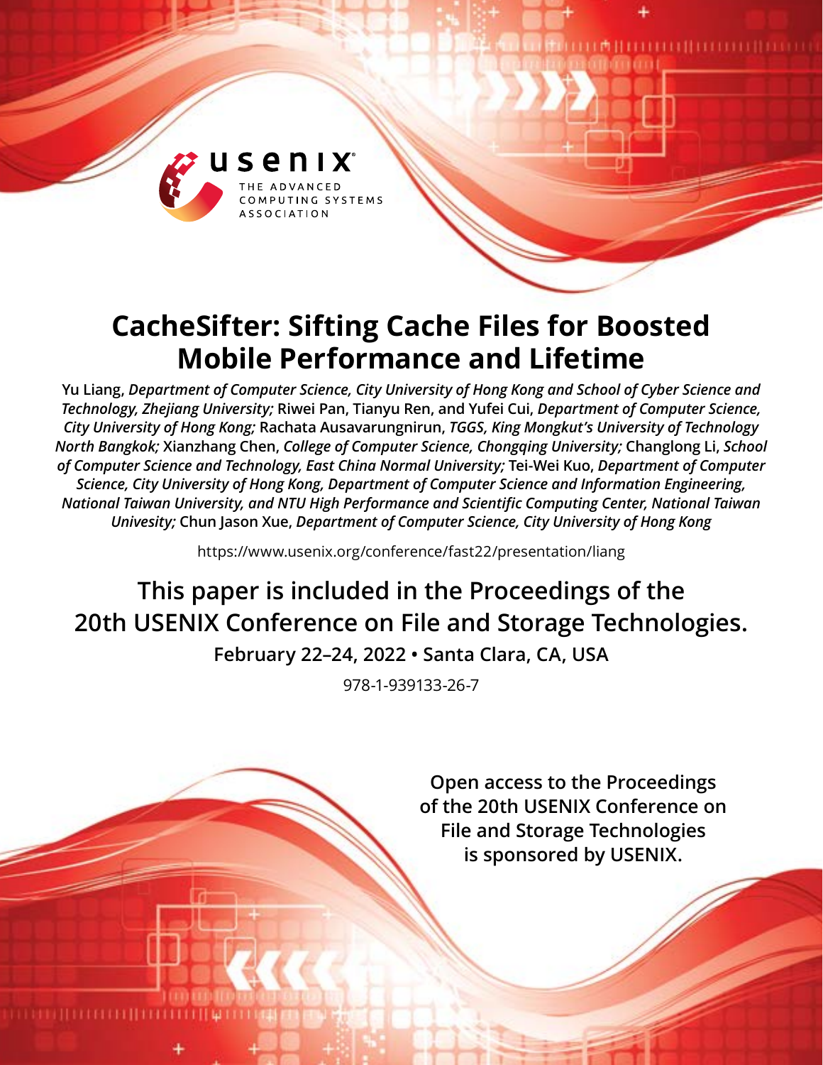# CacheSifter: Sifting Cache Files for Boosted Mobile Performance and Lifetime

Yu Liang, *Department of Computer Science, City University of Hong Kong and School of Cyber Science and Technology, Zhejiang University;* Riwei Pan, Tianyu Ren, and Yufei Cui, *Department of Computer Science, City University of Hong Kong;* Rachata Ausavarungnirun, *TGGS, King Mongkut's University of Technology North Bangkok;* Xianzhang Chen, *College of Computer Science, Chongqing University;* Changlong Li, *School of Computer Science and Technology, East China Normal University;* Tei-Wei Kuo, *Department of Computer Science, City University of Hong Kong, Department of Computer Science and Information Engineering, National Taiwan University, and NTU High Performance and Scientific Computing Center, National Taiwan Univesity;* Chun Jason Xue, *Department of Computer Science, City University of Hong Kong*

https://www.usenix.org/conference/fast22/presentation/liang

**This paper is included in the Proceedings of the 20th USENIX Conference on File and Storage Technologies.**

**February 22–24, 2022 • Santa Clara, CA, USA**

978-1-939133-26-7

**Open access to the Proceedings of the 20th USENIX Conference on File and Storage Technologies is sponsored by USENIX.**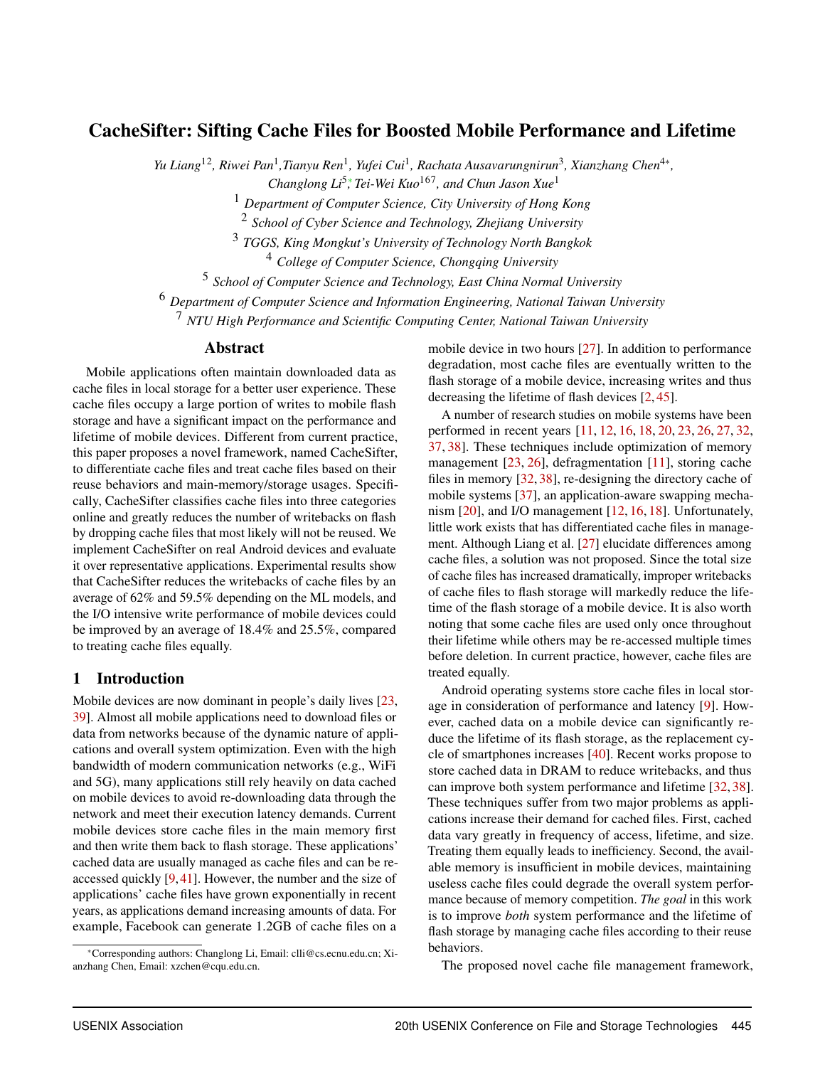# CacheSifter: Sifting Cache Files for Boosted Mobile Performance and Lifetime

*Yu Liang*[1,2], *Riwei Pan*[1], *Tianyu Ren*[1], *Yufei Cui*[1], *Rachata Ausavarungnirun*[3], *Xianzhang Chen*[4*], *Changlong Li*[5*], *Tei-Wei Kuo*[1,6,7], *and Chun Jason Xue*[1]

[1] *Department of Computer Science, City University of Hong Kong*

[2] *School of Cyber Science and Technology, Zhejiang University*

[3] *TGGS, King Mongkut's University of Technology North Bangkok*

[4] *College of Computer Science, Chongqing University*

[5] *School of Computer Science and Technology, East China Normal University*

[6] *Department of Computer Science and Information Engineering, National Taiwan University*

[7] *NTU High Performance and Scientific Computing Center, National Taiwan University*

## Abstract

Mobile applications often maintain downloaded data as cache files in local storage for a better user experience. These cache files occupy a large portion of writes to mobile flash storage and have a significant impact on the performance and lifetime of mobile devices. Different from current practice, this paper proposes a novel framework, named CacheSifter, to differentiate cache files and treat cache files based on their reuse behaviors and main-memory/storage usages. Specifically, CacheSifter classifies cache files into three categories online and greatly reduces the number of writebacks on flash by dropping cache files that most likely will not be reused. We implement CacheSifter on real Android devices and evaluate it over representative applications. Experimental results show that CacheSifter reduces the writebacks of cache files by an average of 62% and 59.5% depending on the ML models, and the I/O intensive write performance of mobile devices could be improved by an average of 18.4% and 25.5%, compared to treating cache files equally.

## 1 Introduction

Mobile devices are now dominant in people's daily lives [23, 39]. Almost all mobile applications need to download files or data from networks because of the dynamic nature of applications and overall system optimization. Even with the high bandwidth of modern communication networks (e.g., WiFi and 5G), many applications still rely heavily on data cached on mobile devices to avoid re-downloading data through the network and meet their execution latency demands. Current mobile devices store cache files in the main memory first and then write them back to flash storage. These applications' cached data are usually managed as cache files and can be re-accessed quickly [9, 41]. However, the number and the size of applications' cache files have grown exponentially in recent years, as applications demand increasing amounts of data. For example, Facebook can generate 1.2GB of cache files on a mobile device in two hours [27]. In addition to performance degradation, most cache files are eventually written to the flash storage of a mobile device, increasing writes and thus decreasing the lifetime of flash devices [2, 45].

A number of research studies on mobile systems have been performed in recent years [11, 12, 16, 18, 20, 23, 26, 27, 32, 37, 38]. These techniques include optimization of memory management [23, 26], defragmentation [11], storing cache files in memory [32, 38], re-designing the directory cache of mobile systems [37], an application-aware swapping mechanism [20], and I/O management [12, 16, 18]. Unfortunately, little work exists that has differentiated cache files in management. Although Liang et al. [27] elucidate differences among cache files, a solution was not proposed. Since the total size of cache files has increased dramatically, improper writebacks of cache files to flash storage will markedly reduce the lifetime of the flash storage of a mobile device. It is also worth noting that some cache files are used only once throughout their lifetime while others may be re-accessed multiple times before deletion. In current practice, however, cache files are treated equally.

Android operating systems store cache files in local storage in consideration of performance and latency [9]. However, cached data on a mobile device can significantly reduce the lifetime of its flash storage, as the replacement cycle of smartphones increases [40]. Recent works propose to store cached data in DRAM to reduce writebacks, and thus can improve both system performance and lifetime [32, 38]. These techniques suffer from two major problems as applications increase their demand for cached files. First, cached data vary greatly in frequency of access, lifetime, and size. Treating them equally leads to inefficiency. Second, the available memory is insufficient in mobile devices, maintaining useless cache files could degrade the overall system performance because of memory competition. *The goal* in this work is to improve *both* system performance and the lifetime of flash storage by managing cache files according to their reuse behaviors.

The proposed novel cache file management framework,

*Corresponding authors: Changlong Li, Email: clli@cs.ecnu.edu.cn; Xianzhang Chen, Email: xzchen@cqu.edu.cn.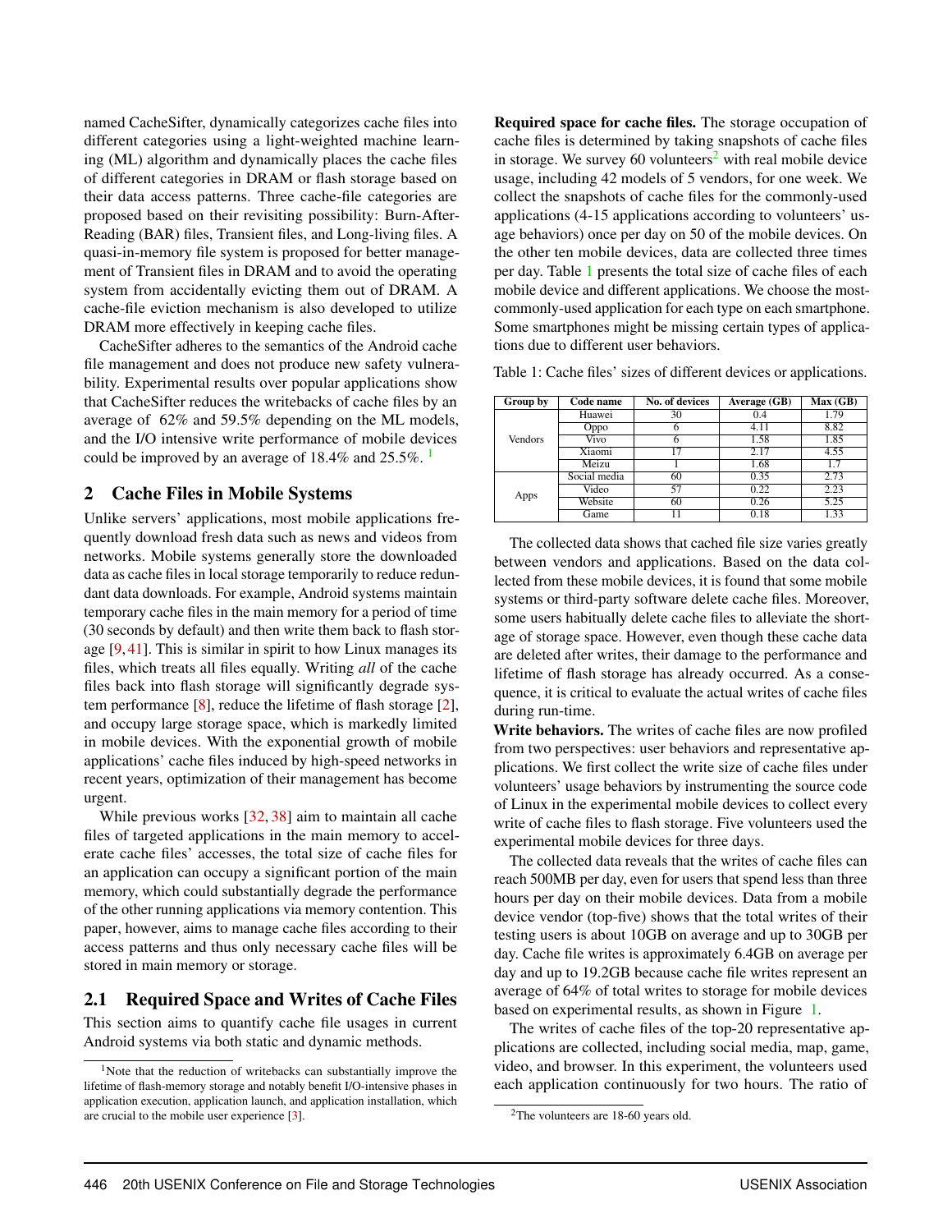named CacheSifter, dynamically categorizes cache files into different categories using a light-weighted machine learning (ML) algorithm and dynamically places the cache files of different categories in DRAM or flash storage based on their data access patterns. Three cache-file categories are proposed based on their revisiting possibility: Burn-After-Reading (BAR) files, Transient files, and Long-living files. A quasi-in-memory file system is proposed for better management of Transient files in DRAM and to avoid the operating system from accidentally evicting them out of DRAM. A cache-file eviction mechanism is also developed to utilize DRAM more effectively in keeping cache files.

CacheSifter adheres to the semantics of the Android cache file management and does not produce new safety vulnerability. Experimental results over popular applications show that CacheSifter reduces the writebacks of cache files by an average of 62% and 59.5% depending on the ML models, and the I/O intensive write performance of mobile devices could be improved by an average of 18.4% and 25.5%. [1]

## 2 Cache Files in Mobile Systems

Unlike servers' applications, most mobile applications frequently download fresh data such as news and videos from networks. Mobile systems generally store the downloaded data as cache files in local storage temporarily to reduce redundant data downloads. For example, Android systems maintain temporary cache files in the main memory for a period of time (30 seconds by default) and then write them back to flash storage [9, 41]. This is similar in spirit to how Linux manages its files, which treats all files equally. Writing *all* of the cache files back into flash storage will significantly degrade system performance [8], reduce the lifetime of flash storage [2], and occupy large storage space, which is markedly limited in mobile devices. With the exponential growth of mobile applications' cache files induced by high-speed networks in recent years, optimization of their management has become urgent.

While previous works [32, 38] aim to maintain all cache files of targeted applications in the main memory to accelerate cache files' accesses, the total size of cache files for an application can occupy a significant portion of the main memory, which could substantially degrade the performance of the other running applications via memory contention. This paper, however, aims to manage cache files according to their access patterns and thus only necessary cache files will be stored in main memory or storage.

### 2.1 Required Space and Writes of Cache Files

This section aims to quantify cache file usages in current Android systems via both static and dynamic methods.

[1]Note that the reduction of writebacks can substantially improve the lifetime of flash-memory storage and notably benefit I/O-intensive phases in application execution, application launch, and application installation, which are crucial to the mobile user experience [3].

**Required space for cache files.** The storage occupation of cache files is determined by taking snapshots of cache files in storage. We survey 60 volunteers[2] with real mobile device usage, including 42 models of 5 vendors, for one week. We collect the snapshots of cache files for the commonly-used applications (4-15 applications according to volunteers' usage behaviors) once per day on 50 of the mobile devices. On the other ten mobile devices, data are collected three times per day. Table 1 presents the total size of cache files of each mobile device and different applications. We choose the most-commonly-used application for each type on each smartphone. Some smartphones might be missing certain types of applications due to different user behaviors.

Table 1: Cache files' sizes of different devices or applications.

| Group by | Code name | No. of devices | Average (GB) | Max (GB) |
|---|---|---|---|---|
| Vendors | Huawei | 30 | 0.4 | 1.79 |
| | Oppo | 6 | 4.11 | 8.82 |
| | Vivo | 6 | 1.58 | 1.85 |
| | Xiaomi | 17 | 2.17 | 4.55 |
| | Meizu | 1 | 1.68 | 1.7 |
| Apps | Social media | 60 | 0.35 | 2.73 |
| | Video | 57 | 0.22 | 2.23 |
| | Website | 60 | 0.26 | 5.25 |
| | Game | 11 | 0.18 | 1.33 |

The collected data shows that cached file size varies greatly between vendors and applications. Based on the data collected from these mobile devices, it is found that some mobile systems or third-party software delete cache files. Moreover, some users habitually delete cache files to alleviate the shortage of storage space. However, even though these cache data are deleted after writes, their damage to the performance and lifetime of flash storage has already occurred. As a consequence, it is critical to evaluate the actual writes of cache files during run-time.

**Write behaviors.** The writes of cache files are now profiled from two perspectives: user behaviors and representative applications. We first collect the write size of cache files under volunteers' usage behaviors by instrumenting the source code of Linux in the experimental mobile devices to collect every write of cache files to flash storage. Five volunteers used the experimental mobile devices for three days.

The collected data reveals that the writes of cache files can reach 500MB per day, even for users that spend less than three hours per day on their mobile devices. Data from a mobile device vendor (top-five) shows that the total writes of their testing users is about 10GB on average and up to 30GB per day. Cache file writes is approximately 6.4GB on average per day and up to 19.2GB because cache file writes represent an average of 64% of total writes to storage for mobile devices based on experimental results, as shown in Figure 1.

The writes of cache files of the top-20 representative applications are collected, including social media, map, game, video, and browser. In this experiment, the volunteers used each application continuously for two hours. The ratio of

[2]The volunteers are 18-60 years old.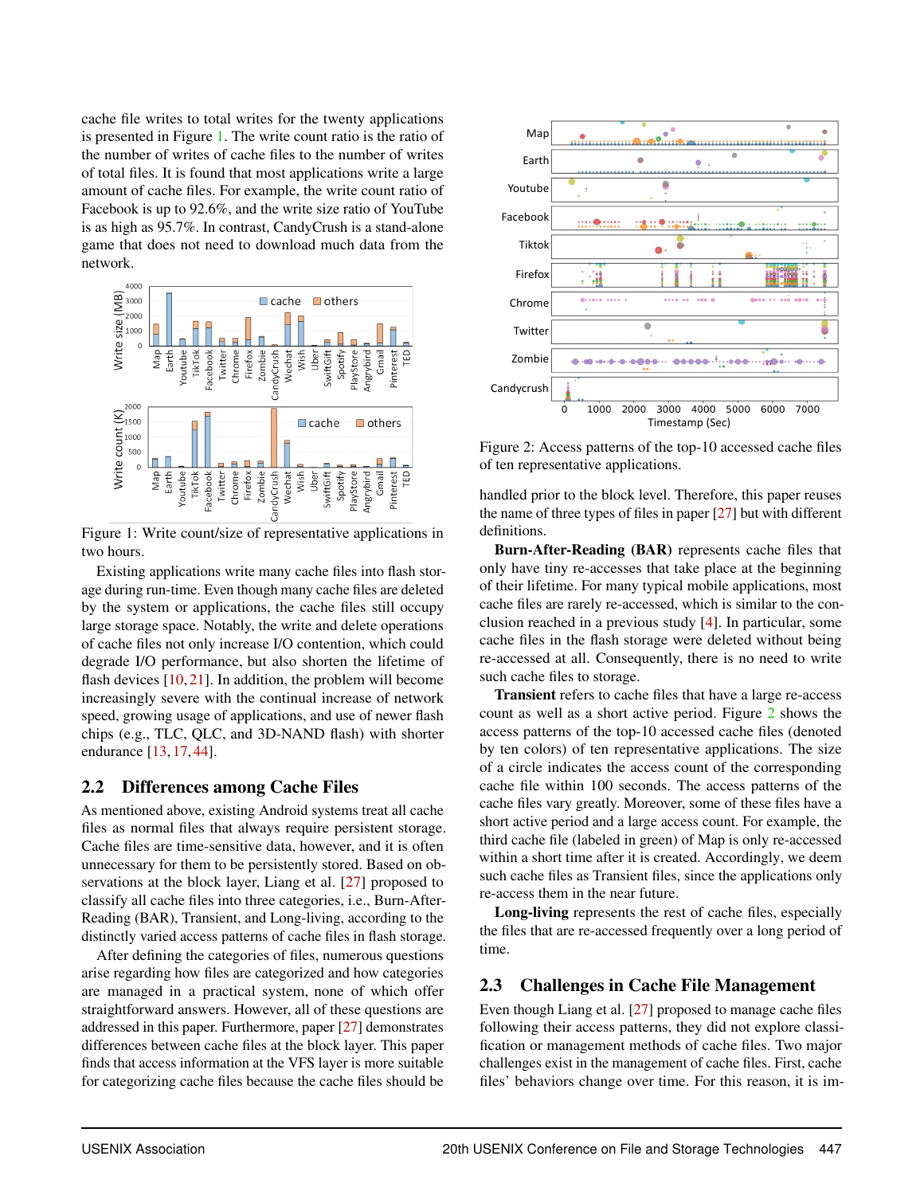cache file writes to total writes for the twenty applications is presented in Figure 1. The write count ratio is the ratio of the number of writes of cache files to the number of writes of total files. It is found that most applications write a large amount of cache files. For example, the write count ratio of Facebook is up to 92.6%, and the write size ratio of YouTube is as high as 95.7%. In contrast, CandyCrush is a stand-alone game that does not need to download much data from the network.

Figure 1: Write count/size of representative applications in two hours.

Existing applications write many cache files into flash storage during run-time. Even though many cache files are deleted by the system or applications, the cache files still occupy large storage space. Notably, the write and delete operations of cache files not only increase I/O contention, which could degrade I/O performance, but also shorten the lifetime of flash devices [10, 21]. In addition, the problem will become increasingly severe with the continual increase of network speed, growing usage of applications, and use of newer flash chips (e.g., TLC, QLC, and 3D-NAND flash) with shorter endurance [13, 17, 44].

## 2.2 Differences among Cache Files

As mentioned above, existing Android systems treat all cache files as normal files that always require persistent storage. Cache files are time-sensitive data, however, and it is often unnecessary for them to be persistently stored. Based on observations at the block layer, Liang et al. [27] proposed to classify all cache files into three categories, i.e., Burn-After-Reading (BAR), Transient, and Long-living, according to the distinctly varied access patterns of cache files in flash storage.

After defining the categories of files, numerous questions arise regarding how files are categorized and how categories are managed in a practical system, none of which offer straightforward answers. However, all of these questions are addressed in this paper. Furthermore, paper [27] demonstrates differences between cache files at the block layer. This paper finds that access information at the VFS layer is more suitable for categorizing cache files because the cache files should be handled prior to the block level. Therefore, this paper reuses the name of three types of files in paper [27] but with different definitions.

Figure 2: Access patterns of the top-10 accessed cache files of ten representative applications.

**Burn-After-Reading (BAR)** represents cache files that only have tiny re-accesses that take place at the beginning of their lifetime. For many typical mobile applications, most cache files are rarely re-accessed, which is similar to the conclusion reached in a previous study [4]. In particular, some cache files in the flash storage were deleted without being re-accessed at all. Consequently, there is no need to write such cache files to storage.

**Transient** refers to cache files that have a large re-access count as well as a short active period. Figure 2 shows the access patterns of the top-10 accessed cache files (denoted by ten colors) of ten representative applications. The size of a circle indicates the access count of the corresponding cache file within 100 seconds. The access patterns of the cache files vary greatly. Moreover, some of these files have a short active period and a large access count. For example, the third cache file (labeled in green) of Map is only re-accessed within a short time after it is created. Accordingly, we deem such cache files as Transient files, since the applications only re-access them in the near future.

**Long-living** represents the rest of cache files, especially the files that are re-accessed frequently over a long period of time.

## 2.3 Challenges in Cache File Management

Even though Liang et al. [27] proposed to manage cache files following their access patterns, they did not explore classification or management methods of cache files. Two major challenges exist in the management of cache files. First, cache files' behaviors change over time. For this reason, it is im-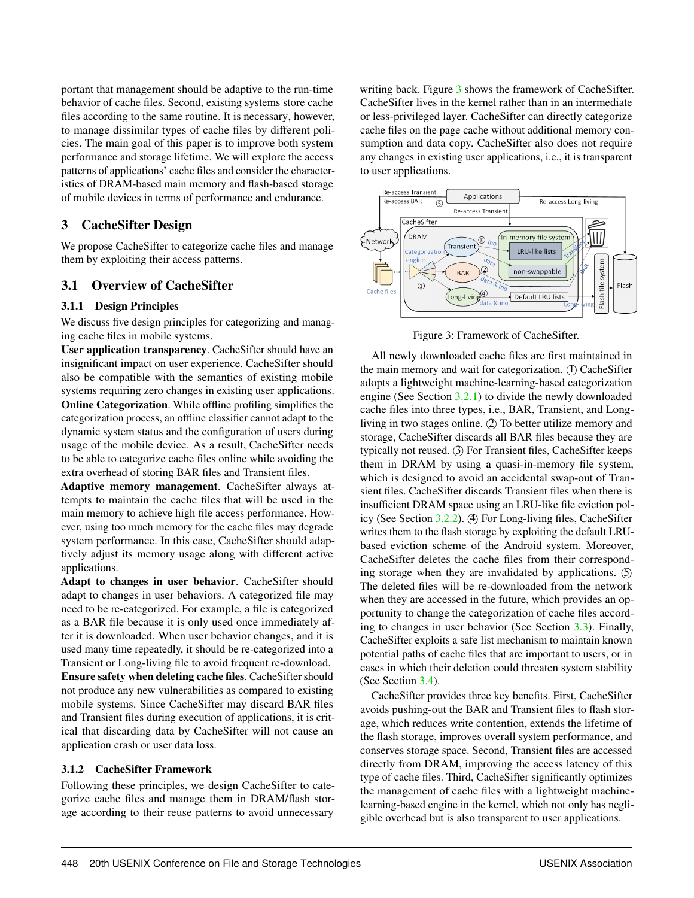portant that management should be adaptive to the run-time behavior of cache files. Second, existing systems store cache files according to the same routine. It is necessary, however, to manage dissimilar types of cache files by different policies. The main goal of this paper is to improve both system performance and storage lifetime. We will explore the access patterns of applications' cache files and consider the characteristics of DRAM-based main memory and flash-based storage of mobile devices in terms of performance and endurance.

## 3 CacheSifter Design

We propose CacheSifter to categorize cache files and manage them by exploiting their access patterns.

### 3.1 Overview of CacheSifter

#### 3.1.1 Design Principles

We discuss five design principles for categorizing and managing cache files in mobile systems.

**User application transparency**. CacheSifter should have an insignificant impact on user experience. CacheSifter should also be compatible with the semantics of existing mobile systems requiring zero changes in existing user applications.

**Online Categorization**. While offline profiling simplifies the categorization process, an offline classifier cannot adapt to the dynamic system status and the configuration of users during usage of the mobile device. As a result, CacheSifter needs to be able to categorize cache files online while avoiding the extra overhead of storing BAR files and Transient files.

**Adaptive memory management**. CacheSifter always attempts to maintain the cache files that will be used in the main memory to achieve high file access performance. However, using too much memory for the cache files may degrade system performance. In this case, CacheSifter should adaptively adjust its memory usage along with different active applications.

**Adapt to changes in user behavior**. CacheSifter should adapt to changes in user behaviors. A categorized file may need to be re-categorized. For example, a file is categorized as a BAR file because it is only used once immediately after it is downloaded. When user behavior changes, and it is used many time repeatedly, it should be re-categorized into a Transient or Long-living file to avoid frequent re-download.

**Ensure safety when deleting cache files**. CacheSifter should not produce any new vulnerabilities as compared to existing mobile systems. Since CacheSifter may discard BAR files and Transient files during execution of applications, it is critical that discarding data by CacheSifter will not cause an application crash or user data loss.

#### 3.1.2 CacheSifter Framework

Following these principles, we design CacheSifter to categorize cache files and manage them in DRAM/flash storage according to their reuse patterns to avoid unnecessary writing back. Figure 3 shows the framework of CacheSifter. CacheSifter lives in the kernel rather than in an intermediate or less-privileged layer. CacheSifter can directly categorize cache files on the page cache without additional memory consumption and data copy. CacheSifter also does not require any changes in existing user applications, i.e., it is transparent to user applications.

Figure 3: Framework of CacheSifter.

All newly downloaded cache files are first maintained in the main memory and wait for categorization. ① CacheSifter adopts a lightweight machine-learning-based categorization engine (See Section 3.2.1) to divide the newly downloaded cache files into three types, i.e., BAR, Transient, and Long-living in two stages online. ② To better utilize memory and storage, CacheSifter discards all BAR files because they are typically not reused. ③ For Transient files, CacheSifter keeps them in DRAM by using a quasi-in-memory file system, which is designed to avoid an accidental swap-out of Transient files. CacheSifter discards Transient files when there is insufficient DRAM space using an LRU-like file eviction policy (See Section 3.2.2). ④ For Long-living files, CacheSifter writes them to the flash storage by exploiting the default LRU-based eviction scheme of the Android system. Moreover, CacheSifter deletes the cache files from their corresponding storage when they are invalidated by applications. ⑤ The deleted files will be re-downloaded from the network when they are accessed in the future, which provides an opportunity to change the categorization of cache files according to changes in user behavior (See Section 3.3). Finally, CacheSifter exploits a safe list mechanism to maintain known potential paths of cache files that are important to users, or in cases in which their deletion could threaten system stability (See Section 3.4).

CacheSifter provides three key benefits. First, CacheSifter avoids pushing-out the BAR and Transient files to flash storage, which reduces write contention, extends the lifetime of the flash storage, improves overall system performance, and conserves storage space. Second, Transient files are accessed directly from DRAM, improving the access latency of this type of cache files. Third, CacheSifter significantly optimizes the management of cache files with a lightweight machine-learning-based engine in the kernel, which not only has negligible overhead but is also transparent to user applications.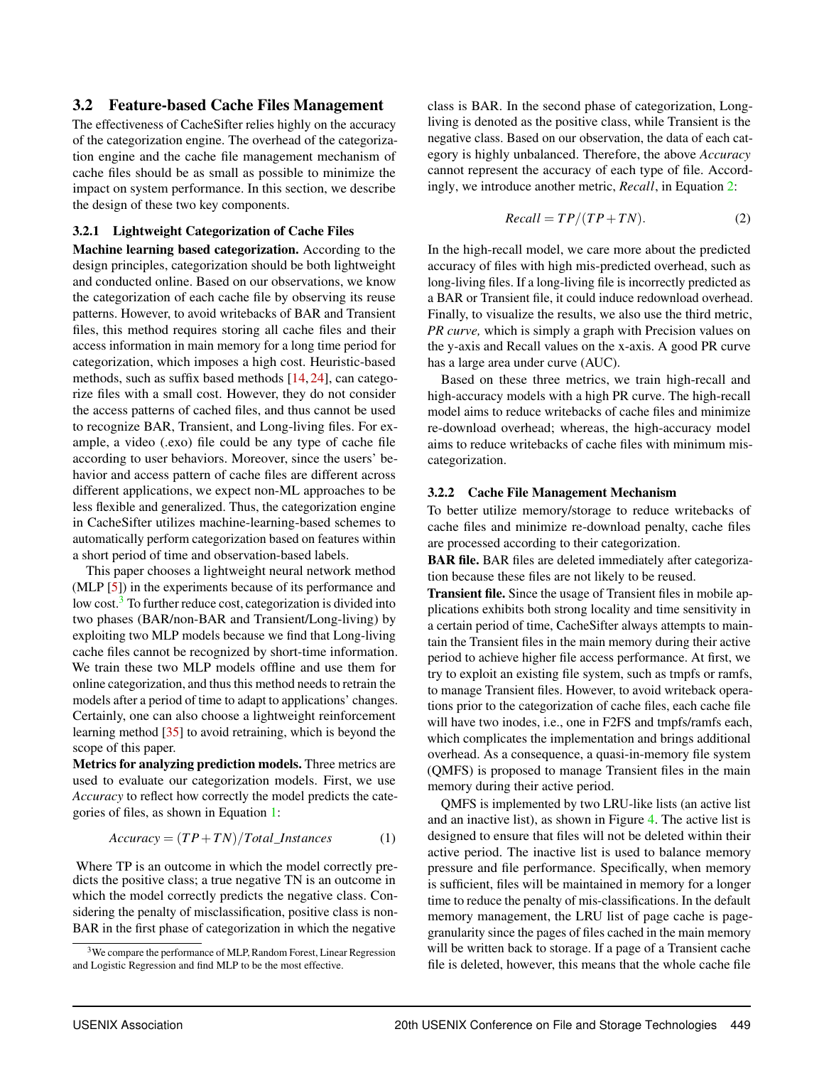## 3.2 Feature-based Cache Files Management

The effectiveness of CacheSifter relies highly on the accuracy of the categorization engine. The overhead of the categorization engine and the cache file management mechanism of cache files should be as small as possible to minimize the impact on system performance. In this section, we describe the design of these two key components.

### 3.2.1 Lightweight Categorization of Cache Files

**Machine learning based categorization.** According to the design principles, categorization should be both lightweight and conducted online. Based on our observations, we know the categorization of each cache file by observing its reuse patterns. However, to avoid writebacks of BAR and Transient files, this method requires storing all cache files and their access information in main memory for a long time period for categorization, which imposes a high cost. Heuristic-based methods, such as suffix based methods [14, 24], can categorize files with a small cost. However, they do not consider the access patterns of cached files, and thus cannot be used to recognize BAR, Transient, and Long-living files. For example, a video (.exo) file could be any type of cache file according to user behaviors. Moreover, since the users' behavior and access pattern of cache files are different across different applications, we expect non-ML approaches to be less flexible and generalized. Thus, the categorization engine in CacheSifter utilizes machine-learning-based schemes to automatically perform categorization based on features within a short period of time and observation-based labels.

This paper chooses a lightweight neural network method (MLP [5]) in the experiments because of its performance and low cost.[3] To further reduce cost, categorization is divided into two phases (BAR/non-BAR and Transient/Long-living) by exploiting two MLP models because we find that Long-living cache files cannot be recognized by short-time information. We train these two MLP models offline and use them for online categorization, and thus this method needs to retrain the models after a period of time to adapt to applications' changes. Certainly, one can also choose a lightweight reinforcement learning method [35] to avoid retraining, which is beyond the scope of this paper.

**Metrics for analyzing prediction models.** Three metrics are used to evaluate our categorization models. First, we use *Accuracy* to reflect how correctly the model predicts the categories of files, as shown in Equation 1:

$$Accuracy = (TP + TN)/Total\_Instances \tag{1}$$

Where TP is an outcome in which the model correctly predicts the positive class; a true negative TN is an outcome in which the model correctly predicts the negative class. Considering the penalty of misclassification, positive class is non-BAR in the first phase of categorization in which the negative class is BAR. In the second phase of categorization, Long-living is denoted as the positive class, while Transient is the negative class. Based on our observation, the data of each category is highly unbalanced. Therefore, the above *Accuracy* cannot represent the accuracy of each type of file. Accordingly, we introduce another metric, *Recall*, in Equation 2:

$$Recall = TP/(TP + TN). \tag{2}$$

In the high-recall model, we care more about the predicted accuracy of files with high mis-predicted overhead, such as long-living files. If a long-living file is incorrectly predicted as a BAR or Transient file, it could induce redownload overhead. Finally, to visualize the results, we also use the third metric, *PR curve,* which is simply a graph with Precision values on the y-axis and Recall values on the x-axis. A good PR curve has a large area under curve (AUC).

Based on these three metrics, we train high-recall and high-accuracy models with a high PR curve. The high-recall model aims to reduce writebacks of cache files and minimize re-download overhead; whereas, the high-accuracy model aims to reduce writebacks of cache files with minimum mis-categorization.

### 3.2.2 Cache File Management Mechanism

To better utilize memory/storage to reduce writebacks of cache files and minimize re-download penalty, cache files are processed according to their categorization.

**BAR file.** BAR files are deleted immediately after categorization because these files are not likely to be reused.

**Transient file.** Since the usage of Transient files in mobile applications exhibits both strong locality and time sensitivity in a certain period of time, CacheSifter always attempts to maintain the Transient files in the main memory during their active period to achieve higher file access performance. At first, we try to exploit an existing file system, such as tmpfs or ramfs, to manage Transient files. However, to avoid writeback operations prior to the categorization of cache files, each cache file will have two inodes, i.e., one in F2FS and tmpfs/ramfs each, which complicates the implementation and brings additional overhead. As a consequence, a quasi-in-memory file system (QMFS) is proposed to manage Transient files in the main memory during their active period.

QMFS is implemented by two LRU-like lists (an active list and an inactive list), as shown in Figure 4. The active list is designed to ensure that files will not be deleted within their active period. The inactive list is used to balance memory pressure and file performance. Specifically, when memory is sufficient, files will be maintained in memory for a longer time to reduce the penalty of mis-classifications. In the default memory management, the LRU list of page cache is page-granularity since the pages of files cached in the main memory will be written back to storage. If a page of a Transient cache file is deleted, however, this means that the whole cache file

[3] We compare the performance of MLP, Random Forest, Linear Regression and Logistic Regression and find MLP to be the most effective.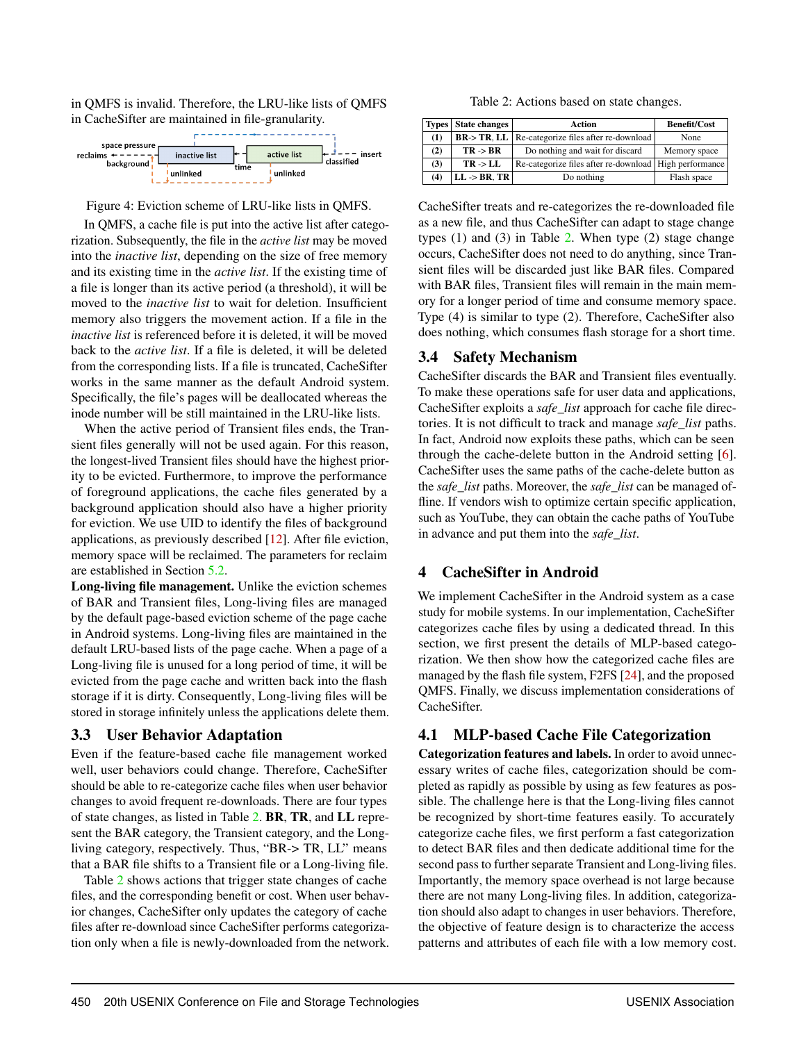in QMFS is invalid. Therefore, the LRU-like lists of QMFS in CacheSifter are maintained in file-granularity.

Figure 4: Eviction scheme of LRU-like lists in QMFS.

In QMFS, a cache file is put into the active list after categorization. Subsequently, the file in the *active list* may be moved into the *inactive list*, depending on the size of free memory and its existing time in the *active list*. If the existing time of a file is longer than its active period (a threshold), it will be moved to the *inactive list* to wait for deletion. Insufficient memory also triggers the movement action. If a file in the *inactive list* is referenced before it is deleted, it will be moved back to the *active list*. If a file is deleted, it will be deleted from the corresponding lists. If a file is truncated, CacheSifter works in the same manner as the default Android system. Specifically, the file's pages will be deallocated whereas the inode number will be still maintained in the LRU-like lists.

When the active period of Transient files ends, the Transient files generally will not be used again. For this reason, the longest-lived Transient files should have the highest priority to be evicted. Furthermore, to improve the performance of foreground applications, the cache files generated by a background application should also have a higher priority for eviction. We use UID to identify the files of background applications, as previously described [12]. After file eviction, memory space will be reclaimed. The parameters for reclaim are established in Section 5.2.

**Long-living file management.** Unlike the eviction schemes of BAR and Transient files, Long-living files are managed by the default page-based eviction scheme of the page cache in Android systems. Long-living files are maintained in the default LRU-based lists of the page cache. When a page of a Long-living file is unused for a long period of time, it will be evicted from the page cache and written back into the flash storage if it is dirty. Consequently, Long-living files will be stored in storage infinitely unless the applications delete them.

### 3.3 User Behavior Adaptation

Even if the feature-based cache file management worked well, user behaviors could change. Therefore, CacheSifter should be able to re-categorize cache files when user behavior changes to avoid frequent re-downloads. There are four types of state changes, as listed in Table 2. **BR**, **TR**, and **LL** represent the BAR category, the Transient category, and the Long-living category, respectively. Thus, "BR-> TR, LL" means that a BAR file shifts to a Transient file or a Long-living file.

Table 2 shows actions that trigger state changes of cache files, and the corresponding benefit or cost. When user behavior changes, CacheSifter only updates the category of cache files after re-download since CacheSifter performs categorization only when a file is newly-downloaded from the network.

Table 2: Actions based on state changes.

| Types | State changes | Action | Benefit/Cost |
|---|---|---|---|
| (1) | BR-> TR, LL | Re-categorize files after re-download | None |
| (2) | TR -> BR | Do nothing and wait for discard | Memory space |
| (3) | TR -> LL | Re-categorize files after re-download | High performance |
| (4) | LL -> BR, TR | Do nothing | Flash space |

CacheSifter treats and re-categorizes the re-downloaded file as a new file, and thus CacheSifter can adapt to stage change types (1) and (3) in Table 2. When type (2) stage change occurs, CacheSifter does not need to do anything, since Transient files will be discarded just like BAR files. Compared with BAR files, Transient files will remain in the main memory for a longer period of time and consume memory space. Type (4) is similar to type (2). Therefore, CacheSifter also does nothing, which consumes flash storage for a short time.

### 3.4 Safety Mechanism

CacheSifter discards the BAR and Transient files eventually. To make these operations safe for user data and applications, CacheSifter exploits a *safe_list* approach for cache file directories. It is not difficult to track and manage *safe_list* paths. In fact, Android now exploits these paths, which can be seen through the cache-delete button in the Android setting [6]. CacheSifter uses the same paths of the cache-delete button as the *safe_list* paths. Moreover, the *safe_list* can be managed offline. If vendors wish to optimize certain specific application, such as YouTube, they can obtain the cache paths of YouTube in advance and put them into the *safe_list*.

## 4 CacheSifter in Android

We implement CacheSifter in the Android system as a case study for mobile systems. In our implementation, CacheSifter categorizes cache files by using a dedicated thread. In this section, we first present the details of MLP-based categorization. We then show how the categorized cache files are managed by the flash file system, F2FS [24], and the proposed QMFS. Finally, we discuss implementation considerations of CacheSifter.

### 4.1 MLP-based Cache File Categorization

**Categorization features and labels.** In order to avoid unnecessary writes of cache files, categorization should be completed as rapidly as possible by using as few features as possible. The challenge here is that the Long-living files cannot be recognized by short-time features easily. To accurately categorize cache files, we first perform a fast categorization to detect BAR files and then dedicate additional time for the second pass to further separate Transient and Long-living files. Importantly, the memory space overhead is not large because there are not many Long-living files. In addition, categorization should also adapt to changes in user behaviors. Therefore, the objective of feature design is to characterize the access patterns and attributes of each file with a low memory cost.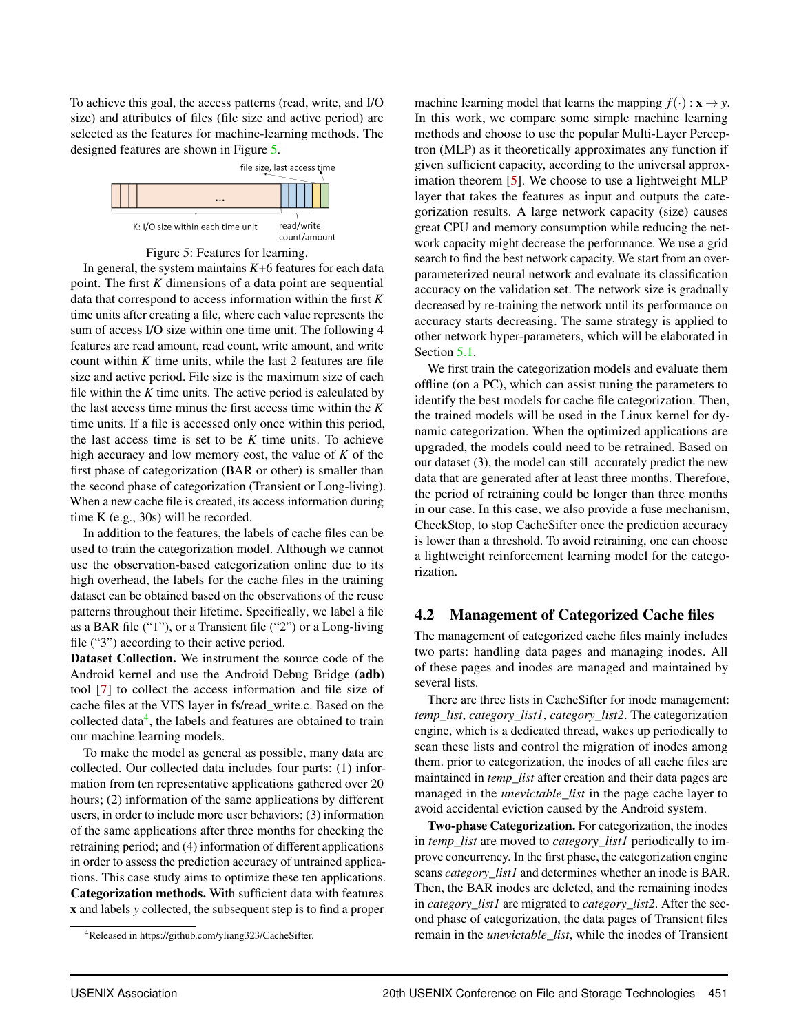To achieve this goal, the access patterns (read, write, and I/O size) and attributes of files (file size and active period) are selected as the features for machine-learning methods. The designed features are shown in Figure 5.

Figure 5: Features for learning.

In general, the system maintains *K*+6 features for each data point. The first *K* dimensions of a data point are sequential data that correspond to access information within the first *K* time units after creating a file, where each value represents the sum of access I/O size within one time unit. The following 4 features are read amount, read count, write amount, and write count within *K* time units, while the last 2 features are file size and active period. File size is the maximum size of each file within the *K* time units. The active period is calculated by the last access time minus the first access time within the *K* time units. If a file is accessed only once within this period, the last access time is set to be *K* time units. To achieve high accuracy and low memory cost, the value of *K* of the first phase of categorization (BAR or other) is smaller than the second phase of categorization (Transient or Long-living). When a new cache file is created, its access information during time K (e.g., 30s) will be recorded.

In addition to the features, the labels of cache files can be used to train the categorization model. Although we cannot use the observation-based categorization online due to its high overhead, the labels for the cache files in the training dataset can be obtained based on the observations of the reuse patterns throughout their lifetime. Specifically, we label a file as a BAR file ("1"), or a Transient file ("2") or a Long-living file ("3") according to their active period.

**Dataset Collection.** We instrument the source code of the Android kernel and use the Android Debug Bridge (**adb**) tool [7] to collect the access information and file size of cache files at the VFS layer in fs/read_write.c. Based on the collected data[4], the labels and features are obtained to train our machine learning models.

To make the model as general as possible, many data are collected. Our collected data includes four parts: (1) information from ten representative applications gathered over 20 hours; (2) information of the same applications by different users, in order to include more user behaviors; (3) information of the same applications after three months for checking the retraining period; and (4) information of different applications in order to assess the prediction accuracy of untrained applications. This case study aims to optimize these ten applications.

**Categorization methods.** With sufficient data with features $\mathbf{x}$ and labels $y$ collected, the subsequent step is to find a proper machine learning model that learns the mapping $f(\cdot) : \mathbf{x} \rightarrow y$. In this work, we compare some simple machine learning methods and choose to use the popular Multi-Layer Perceptron (MLP) as it theoretically approximates any function if given sufficient capacity, according to the universal approximation theorem [5]. We choose to use a lightweight MLP layer that takes the features as input and outputs the categorization results. A large network capacity (size) causes great CPU and memory consumption while reducing the network capacity might decrease the performance. We use a grid search to find the best network capacity. We start from an over-parameterized neural network and evaluate its classification accuracy on the validation set. The network size is gradually decreased by re-training the network until its performance on accuracy starts decreasing. The same strategy is applied to other network hyper-parameters, which will be elaborated in Section 5.1.

We first train the categorization models and evaluate them offline (on a PC), which can assist tuning the parameters to identify the best models for cache file categorization. Then, the trained models will be used in the Linux kernel for dynamic categorization. When the optimized applications are upgraded, the models could need to be retrained. Based on our dataset (3), the model can still accurately predict the new data that are generated after at least three months. Therefore, the period of retraining could be longer than three months in our case. In this case, we also provide a fuse mechanism, CheckStop, to stop CacheSifter once the prediction accuracy is lower than a threshold. To avoid retraining, one can choose a lightweight reinforcement learning model for the categorization.

## 4.2 Management of Categorized Cache files

The management of categorized cache files mainly includes two parts: handling data pages and managing inodes. All of these pages and inodes are managed and maintained by several lists.

There are three lists in CacheSifter for inode management: *temp_list*, *category_list1*, *category_list2*. The categorization engine, which is a dedicated thread, wakes up periodically to scan these lists and control the migration of inodes among them. prior to categorization, the inodes of all cache files are maintained in *temp_list* after creation and their data pages are managed in the *unevictable_list* in the page cache layer to avoid accidental eviction caused by the Android system.

**Two-phase Categorization.** For categorization, the inodes in *temp_list* are moved to *category_list1* periodically to improve concurrency. In the first phase, the categorization engine scans *category_list1* and determines whether an inode is BAR. Then, the BAR inodes are deleted, and the remaining inodes in *category_list1* are migrated to *category_list2*. After the second phase of categorization, the data pages of Transient files remain in the *unevictable_list*, while the inodes of Transient

[4] Released in https://github.com/yliang323/CacheSifter.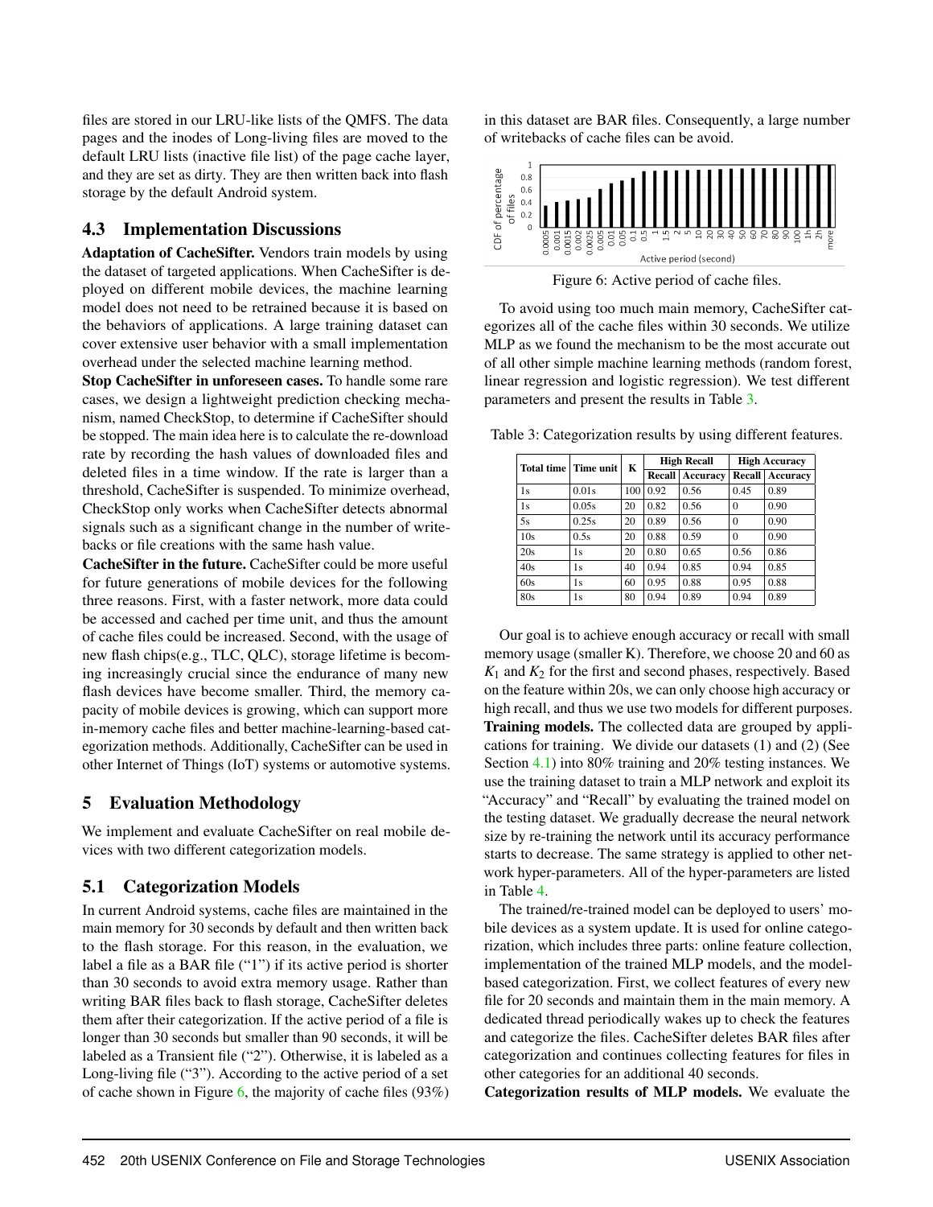files are stored in our LRU-like lists of the QMFS. The data pages and the inodes of Long-living files are moved to the default LRU lists (inactive file list) of the page cache layer, and they are set as dirty. They are then written back into flash storage by the default Android system.

### 4.3 Implementation Discussions

**Adaptation of CacheSifter.** Vendors train models by using the dataset of targeted applications. When CacheSifter is deployed on different mobile devices, the machine learning model does not need to be retrained because it is based on the behaviors of applications. A large training dataset can cover extensive user behavior with a small implementation overhead under the selected machine learning method.

**Stop CacheSifter in unforeseen cases.** To handle some rare cases, we design a lightweight prediction checking mechanism, named CheckStop, to determine if CacheSifter should be stopped. The main idea here is to calculate the re-download rate by recording the hash values of downloaded files and deleted files in a time window. If the rate is larger than a threshold, CacheSifter is suspended. To minimize overhead, CheckStop only works when CacheSifter detects abnormal signals such as a significant change in the number of writebacks or file creations with the same hash value.

**CacheSifter in the future.** CacheSifter could be more useful for future generations of mobile devices for the following three reasons. First, with a faster network, more data could be accessed and cached per time unit, and thus the amount of cache files could be increased. Second, with the usage of new flash chips(e.g., TLC, QLC), storage lifetime is becoming increasingly crucial since the endurance of many new flash devices have become smaller. Third, the memory capacity of mobile devices is growing, which can support more in-memory cache files and better machine-learning-based categorization methods. Additionally, CacheSifter can be used in other Internet of Things (IoT) systems or automotive systems.

## 5 Evaluation Methodology

We implement and evaluate CacheSifter on real mobile devices with two different categorization models.

### 5.1 Categorization Models

In current Android systems, cache files are maintained in the main memory for 30 seconds by default and then written back to the flash storage. For this reason, in the evaluation, we label a file as a BAR file ("1") if its active period is shorter than 30 seconds to avoid extra memory usage. Rather than writing BAR files back to flash storage, CacheSifter deletes them after their categorization. If the active period of a file is longer than 30 seconds but smaller than 90 seconds, it will be labeled as a Transient file ("2"). Otherwise, it is labeled as a Long-living file ("3"). According to the active period of a set of cache shown in Figure 6, the majority of cache files (93%) in this dataset are BAR files. Consequently, a large number of writebacks of cache files can be avoid.

Figure 6: Active period of cache files.

To avoid using too much main memory, CacheSifter categorizes all of the cache files within 30 seconds. We utilize MLP as we found the mechanism to be the most accurate out of all other simple machine learning methods (random forest, linear regression and logistic regression). We test different parameters and present the results in Table 3.

Table 3: Categorization results by using different features.

| Total time | Time unit | K | High Recall | | High Accuracy | |
|---|---|---|---|---|---|---|
| | | | Recall | Accuracy | Recall | Accuracy |
| 1s | 0.01s | 100 | 0.92 | 0.56 | 0.45 | 0.89 |
| 1s | 0.05s | 20 | 0.82 | 0.56 | 0 | 0.90 |
| 5s | 0.25s | 20 | 0.89 | 0.56 | 0 | 0.90 |
| 10s | 0.5s | 20 | 0.88 | 0.59 | 0 | 0.90 |
| 20s | 1s | 20 | 0.80 | 0.65 | 0.56 | 0.86 |
| 40s | 1s | 40 | 0.94 | 0.85 | 0.94 | 0.85 |
| 60s | 1s | 60 | 0.95 | 0.88 | 0.95 | 0.88 |
| 80s | 1s | 80 | 0.94 | 0.89 | 0.94 | 0.89 |

Our goal is to achieve enough accuracy or recall with small memory usage (smaller K). Therefore, we choose 20 and 60 as $K_1$ and $K_2$ for the first and second phases, respectively. Based on the feature within 20s, we can only choose high accuracy or high recall, and thus we use two models for different purposes.

**Training models.** The collected data are grouped by applications for training. We divide our datasets (1) and (2) (See Section 4.1) into 80% training and 20% testing instances. We use the training dataset to train a MLP network and exploit its "Accuracy" and "Recall" by evaluating the trained model on the testing dataset. We gradually decrease the neural network size by re-training the network until its accuracy performance starts to decrease. The same strategy is applied to other network hyper-parameters. All of the hyper-parameters are listed in Table 4.

The trained/re-trained model can be deployed to users' mobile devices as a system update. It is used for online categorization, which includes three parts: online feature collection, implementation of the trained MLP models, and the model-based categorization. First, we collect features of every new file for 20 seconds and maintain them in the main memory. A dedicated thread periodically wakes up to check the features and categorize the files. CacheSifter deletes BAR files after categorization and continues collecting features for files in other categories for an additional 40 seconds.

**Categorization results of MLP models.** We evaluate the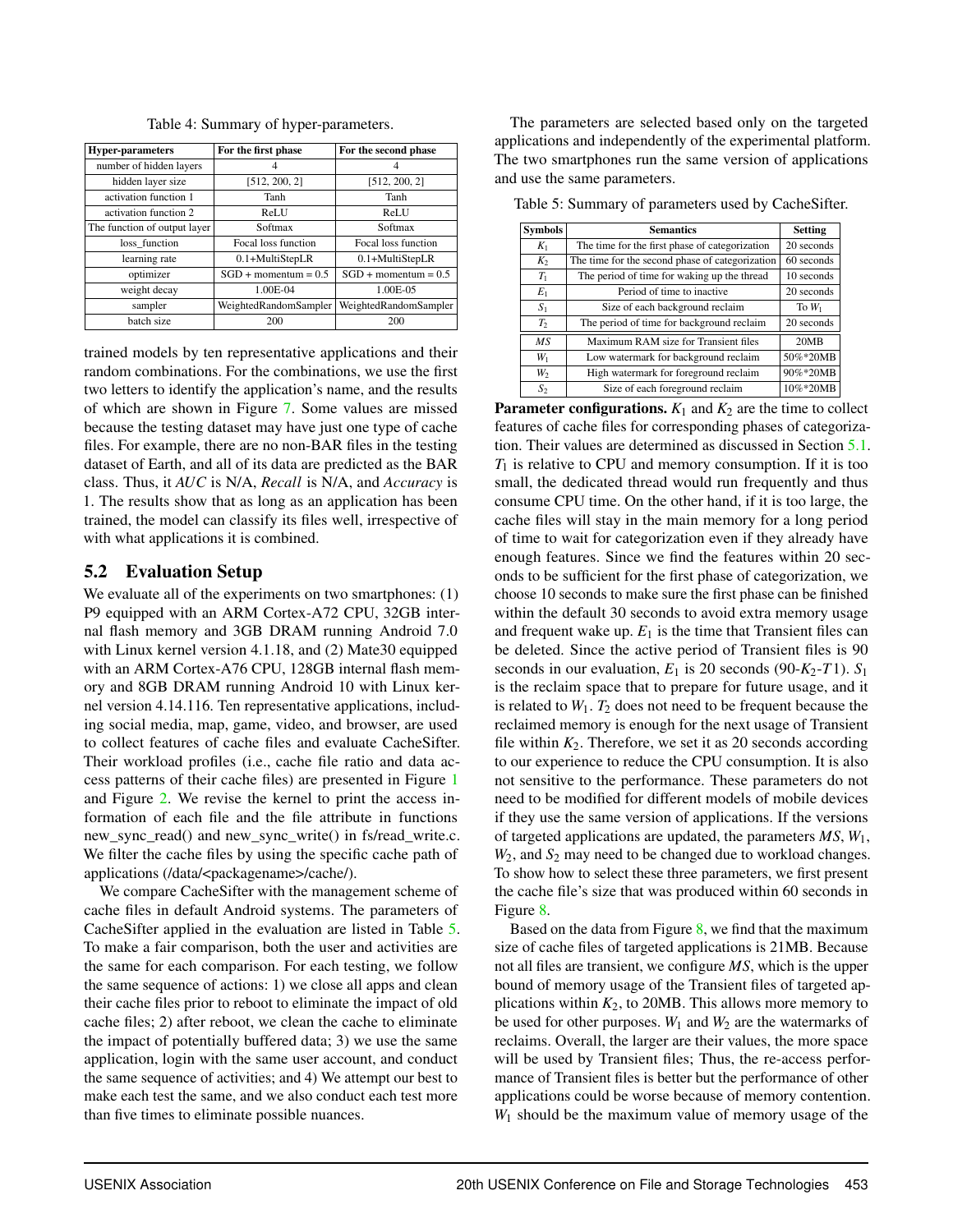Table 4: Summary of hyper-parameters.

| Hyper-parameters | For the first phase | For the second phase |
|---|---|---|
| number of hidden layers | 4 | 4 |
| hidden layer size | [512, 200, 2] | [512, 200, 2] |
| activation function 1 | Tanh | Tanh |
| activation function 2 | ReLU | ReLU |
| The function of output layer | Softmax | Softmax |
| loss_function | Focal loss function | Focal loss function |
| learning rate | 0.1+MultiStepLR | 0.1+MultiStepLR |
| optimizer | SGD + momentum = 0.5 | SGD + momentum = 0.5 |
| weight decay | 1.00E-04 | 1.00E-05 |
| sampler | WeightedRandomSampler | WeightedRandomSampler |
| batch size | 200 | 200 |

trained models by ten representative applications and their random combinations. For the combinations, we use the first two letters to identify the application's name, and the results of which are shown in Figure 7. Some values are missed because the testing dataset may have just one type of cache files. For example, there are no non-BAR files in the testing dataset of Earth, and all of its data are predicted as the BAR class. Thus, it *AUC* is N/A, *Recall* is N/A, and *Accuracy* is 1. The results show that as long as an application has been trained, the model can classify its files well, irrespective of with what applications it is combined.

## 5.2 Evaluation Setup

We evaluate all of the experiments on two smartphones: (1) P9 equipped with an ARM Cortex-A72 CPU, 32GB internal flash memory and 3GB DRAM running Android 7.0 with Linux kernel version 4.1.18, and (2) Mate30 equipped with an ARM Cortex-A76 CPU, 128GB internal flash memory and 8GB DRAM running Android 10 with Linux kernel version 4.14.116. Ten representative applications, including social media, map, game, video, and browser, are used to collect features of cache files and evaluate CacheSifter. Their workload profiles (i.e., cache file ratio and data access patterns of their cache files) are presented in Figure 1 and Figure 2. We revise the kernel to print the access information of each file and the file attribute in functions new_sync_read() and new_sync_write() in fs/read_write.c. We filter the cache files by using the specific cache path of applications (/data/<packagename>/cache/).

We compare CacheSifter with the management scheme of cache files in default Android systems. The parameters of CacheSifter applied in the evaluation are listed in Table 5. To make a fair comparison, both the user and activities are the same for each comparison. For each testing, we follow the same sequence of actions: 1) we close all apps and clean their cache files prior to reboot to eliminate the impact of old cache files; 2) after reboot, we clean the cache to eliminate the impact of potentially buffered data; 3) we use the same application, login with the same user account, and conduct the same sequence of activities; and 4) We attempt our best to make each test the same, and we also conduct each test more than five times to eliminate possible nuances.

The parameters are selected based only on the targeted applications and independently of the experimental platform. The two smartphones run the same version of applications and use the same parameters.

Table 5: Summary of parameters used by CacheSifter.

| Symbols | Semantics | Setting |
|---|---|---|
| $K_1$ | The time for the first phase of categorization | 20 seconds |
| $K_2$ | The time for the second phase of categorization | 60 seconds |
| $T_1$ | The period of time for waking up the thread | 10 seconds |
| $E_1$ | Period of time to inactive | 20 seconds |
| $S_1$ | Size of each background reclaim | To $W_1$ |
| $T_2$ | The period of time for background reclaim | 20 seconds |
| $MS$ | Maximum RAM size for Transient files | 20MB |
| $W_1$ | Low watermark for background reclaim | 50%*20MB |
| $W_2$ | High watermark for foreground reclaim | 90%*20MB |
| $S_2$ | Size of each foreground reclaim | 10%*20MB |

**Parameter configurations.** $K_1$ and $K_2$ are the time to collect features of cache files for corresponding phases of categorization. Their values are determined as discussed in Section 5.1. $T_1$ is relative to CPU and memory consumption. If it is too small, the dedicated thread would run frequently and thus consume CPU time. On the other hand, if it is too large, the cache files will stay in the main memory for a long period of time to wait for categorization even if they already have enough features. Since we find the features within 20 seconds to be sufficient for the first phase of categorization, we choose 10 seconds to make sure the first phase can be finished within the default 30 seconds to avoid extra memory usage and frequent wake up. $E_1$ is the time that Transient files can be deleted. Since the active period of Transient files is 90 seconds in our evaluation, $E_1$ is 20 seconds (90-$K_2$-$T$1). $S_1$ is the reclaim space that to prepare for future usage, and it is related to $W_1$. $T_2$ does not need to be frequent because the reclaimed memory is enough for the next usage of Transient file within $K_2$. Therefore, we set it as 20 seconds according to our experience to reduce the CPU consumption. It is also not sensitive to the performance. These parameters do not need to be modified for different models of mobile devices if they use the same version of applications. If the versions of targeted applications are updated, the parameters $MS$, $W_1$, $W_2$, and $S_2$ may need to be changed due to workload changes. To show how to select these three parameters, we first present the cache file's size that was produced within 60 seconds in Figure 8.

Based on the data from Figure 8, we find that the maximum size of cache files of targeted applications is 21MB. Because not all files are transient, we configure $MS$, which is the upper bound of memory usage of the Transient files of targeted applications within $K_2$, to 20MB. This allows more memory to be used for other purposes. $W_1$ and $W_2$ are the watermarks of reclaims. Overall, the larger are their values, the more space will be used by Transient files; Thus, the re-access performance of Transient files is better but the performance of other applications could be worse because of memory contention. $W_1$ should be the maximum value of memory usage of the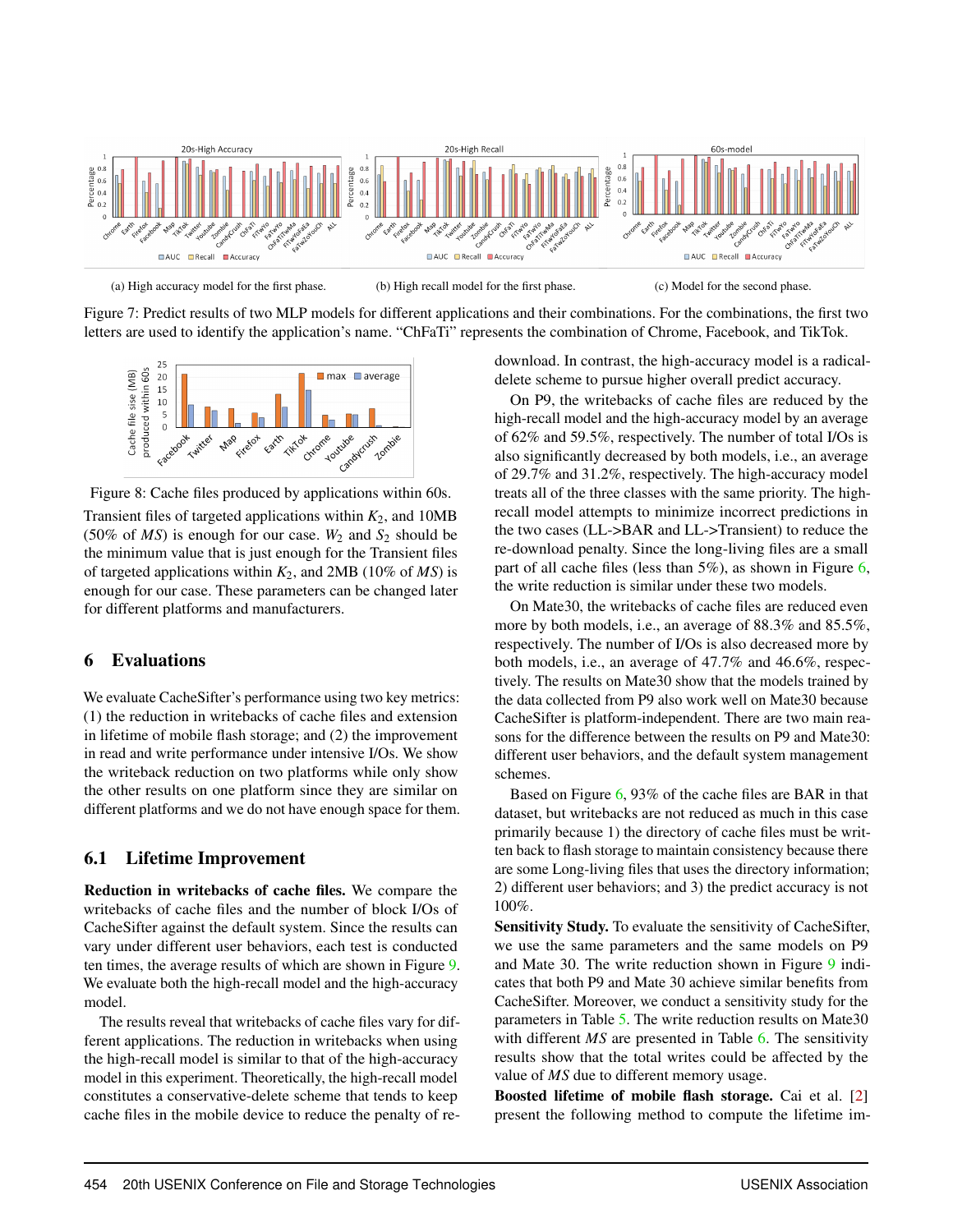(a) High accuracy model for the first phase.

(b) High recall model for the first phase.

(c) Model for the second phase.

Figure 7: Predict results of two MLP models for different applications and their combinations. For the combinations, the first two letters are used to identify the application's name. "ChFaTi" represents the combination of Chrome, Facebook, and TikTok.

Figure 8: Cache files produced by applications within 60s.

Transient files of targeted applications within $K_2$, and 10MB (50% of *MS*) is enough for our case. $W_2$ and $S_2$ should be the minimum value that is just enough for the Transient files of targeted applications within $K_2$, and 2MB (10% of *MS*) is enough for our case. These parameters can be changed later for different platforms and manufacturers.

## 6 Evaluations

We evaluate CacheSifter's performance using two key metrics: (1) the reduction in writebacks of cache files and extension in lifetime of mobile flash storage; and (2) the improvement in read and write performance under intensive I/Os. We show the writeback reduction on two platforms while only show the other results on one platform since they are similar on different platforms and we do not have enough space for them.

### 6.1 Lifetime Improvement

**Reduction in writebacks of cache files.** We compare the writebacks of cache files and the number of block I/Os of CacheSifter against the default system. Since the results can vary under different user behaviors, each test is conducted ten times, the average results of which are shown in Figure 9. We evaluate both the high-recall model and the high-accuracy model.

The results reveal that writebacks of cache files vary for different applications. The reduction in writebacks when using the high-recall model is similar to that of the high-accuracy model in this experiment. Theoretically, the high-recall model constitutes a conservative-delete scheme that tends to keep cache files in the mobile device to reduce the penalty of re-download. In contrast, the high-accuracy model is a radical-delete scheme to pursue higher overall predict accuracy.

On P9, the writebacks of cache files are reduced by the high-recall model and the high-accuracy model by an average of 62% and 59.5%, respectively. The number of total I/Os is also significantly decreased by both models, i.e., an average of 29.7% and 31.2%, respectively. The high-accuracy model treats all of the three classes with the same priority. The high-recall model attempts to minimize incorrect predictions in the two cases (LL->BAR and LL->Transient) to reduce the re-download penalty. Since the long-living files are a small part of all cache files (less than 5%), as shown in Figure 6, the write reduction is similar under these two models.

On Mate30, the writebacks of cache files are reduced even more by both models, i.e., an average of 88.3% and 85.5%, respectively. The number of I/Os is also decreased more by both models, i.e., an average of 47.7% and 46.6%, respectively. The results on Mate30 show that the models trained by the data collected from P9 also work well on Mate30 because CacheSifter is platform-independent. There are two main reasons for the difference between the results on P9 and Mate30: different user behaviors, and the default system management schemes.

Based on Figure 6, 93% of the cache files are BAR in that dataset, but writebacks are not reduced as much in this case primarily because 1) the directory of cache files must be written back to flash storage to maintain consistency because there are some Long-living files that uses the directory information; 2) different user behaviors; and 3) the predict accuracy is not 100%.

**Sensitivity Study.** To evaluate the sensitivity of CacheSifter, we use the same parameters and the same models on P9 and Mate 30. The write reduction shown in Figure 9 indicates that both P9 and Mate 30 achieve similar benefits from CacheSifter. Moreover, we conduct a sensitivity study for the parameters in Table 5. The write reduction results on Mate30 with different *MS* are presented in Table 6. The sensitivity results show that the total writes could be affected by the value of *MS* due to different memory usage.

**Boosted lifetime of mobile flash storage.** Cai et al. [2] present the following method to compute the lifetime im-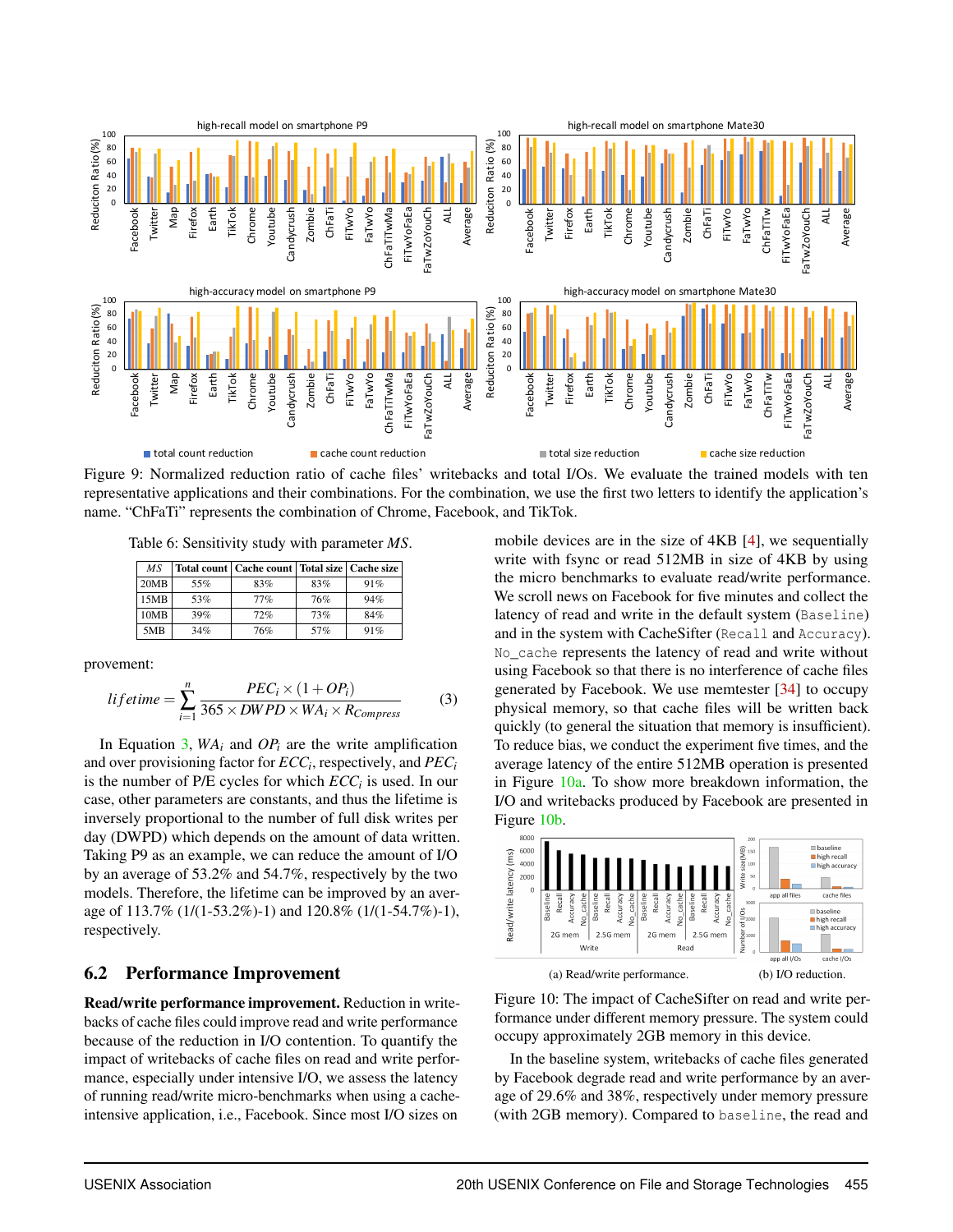Figure 9: Normalized reduction ratio of cache files' writebacks and total I/Os. We evaluate the trained models with ten representative applications and their combinations. For the combination, we use the first two letters to identify the application's name. "ChFaTi" represents the combination of Chrome, Facebook, and TikTok.

Table 6: Sensitivity study with parameter *MS*.

| *MS* | Total count | Cache count | Total size | Cache size |
|---|---|---|---|---|
| 20MB | 55% | 83% | 83% | 91% |
| 15MB | 53% | 77% | 76% | 94% |
| 10MB | 39% | 72% | 73% | 84% |
| 5MB | 34% | 76% | 57% | 91% |

provement:

$$lifetime = \sum_{i=1}^{n} \frac{PEC_i \times (1+OP_i)}{365 \times DWPD \times WA_i \times R_{Compress}} \quad (3)$$

In Equation 3, $WA_i$ and $OP_i$ are the write amplification and over provisioning factor for $ECC_i$, respectively, and $PEC_i$ is the number of P/E cycles for which $ECC_i$ is used. In our case, other parameters are constants, and thus the lifetime is inversely proportional to the number of full disk writes per day (DWPD) which depends on the amount of data written. Taking P9 as an example, we can reduce the amount of I/O by an average of 53.2% and 54.7%, respectively by the two models. Therefore, the lifetime can be improved by an average of 113.7% (1/(1-53.2%)-1) and 120.8% (1/(1-54.7%)-1), respectively.

## 6.2 Performance Improvement

**Read/write performance improvement.** Reduction in writebacks of cache files could improve read and write performance because of the reduction in I/O contention. To quantify the impact of writebacks of cache files on read and write performance, especially under intensive I/O, we assess the latency of running read/write micro-benchmarks when using a cache-intensive application, i.e., Facebook. Since most I/O sizes on mobile devices are in the size of 4KB [4], we sequentially write with fsync or read 512MB in size of 4KB by using the micro benchmarks to evaluate read/write performance. We scroll news on Facebook for five minutes and collect the latency of read and write in the default system (`Baseline`) and in the system with CacheSifter (`Recall` and `Accuracy`). `No_cache` represents the latency of read and write without using Facebook so that there is no interference of cache files generated by Facebook. We use memtester [34] to occupy physical memory, so that cache files will be written back quickly (to general the situation that memory is insufficient). To reduce bias, we conduct the experiment five times, and the average latency of the entire 512MB operation is presented in Figure 10a. To show more breakdown information, the I/O and writebacks produced by Facebook are presented in Figure 10b.

(a) Read/write performance. (b) I/O reduction.

Figure 10: The impact of CacheSifter on read and write performance under different memory pressure. The system could occupy approximately 2GB memory in this device.

In the baseline system, writebacks of cache files generated by Facebook degrade read and write performance by an average of 29.6% and 38%, respectively under memory pressure (with 2GB memory). Compared to `baseline`, the read and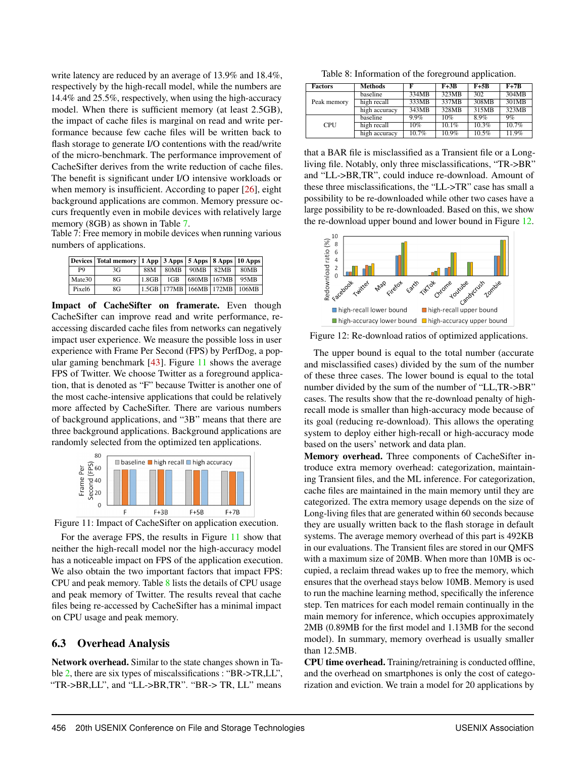write latency are reduced by an average of 13.9% and 18.4%, respectively by the high-recall model, while the numbers are 14.4% and 25.5%, respectively, when using the high-accuracy model. When there is sufficient memory (at least 2.5GB), the impact of cache files is marginal on read and write performance because few cache files will be written back to flash storage to generate I/O contentions with the read/write of the micro-benchmark. The performance improvement of CacheSifter derives from the write reduction of cache files. The benefit is significant under I/O intensive workloads or when memory is insufficient. According to paper [26], eight background applications are common. Memory pressure occurs frequently even in mobile devices with relatively large memory (8GB) as shown in Table 7.

Table 7: Free memory in mobile devices when running various numbers of applications.

| Devices | Total memory | 1 App | 3 Apps | 5 Apps | 8 Apps | 10 Apps |
|---|---|---|---|---|---|---|
| P9 | 3G | 88M | 80MB | 90MB | 82MB | 80MB |
| Mate30 | 8G | 1.8GB | 1GB | 680MB | 167MB | 95MB |
| Pixel6 | 8G | 1.5GB | 177MB | 166MB | 172MB | 106MB |

**Impact of CacheSifter on framerate.** Even though CacheSifter can improve read and write performance, re-accessing discarded cache files from networks can negatively impact user experience. We measure the possible loss in user experience with Frame Per Second (FPS) by PerfDog, a popular gaming benchmark [43]. Figure 11 shows the average FPS of Twitter. We choose Twitter as a foreground application, that is denoted as "F" because Twitter is another one of the most cache-intensive applications that could be relatively more affected by CacheSifter. There are various numbers of background applications, and "3B" means that there are three background applications. Background applications are randomly selected from the optimized ten applications.

Figure 11: Impact of CacheSifter on application execution.

For the average FPS, the results in Figure 11 show that neither the high-recall model nor the high-accuracy model has a noticeable impact on FPS of the application execution. We also obtain the two important factors that impact FPS: CPU and peak memory. Table 8 lists the details of CPU usage and peak memory of Twitter. The results reveal that cache files being re-accessed by CacheSifter has a minimal impact on CPU usage and peak memory.

## 6.3 Overhead Analysis

**Network overhead.** Similar to the state changes shown in Table 2, there are six types of miscalssifications : "BR->TR,LL", "TR->BR,LL", and "LL->BR,TR". "BR-> TR, LL" means that a BAR file is misclassified as a Transient file or a Long-living file. Notably, only three misclassifications, "TR->BR" and "LL->BR,TR", could induce re-download. Amount of these three misclassifications, the "LL->TR" case has small a possibility to be re-downloaded while other two cases have a large possibility to be re-downloaded. Based on this, we show the re-download upper bound and lower bound in Figure 12.

Table 8: Information of the foreground application.

| Factors | Methods | F | F+3B | F+5B | F+7B |
|---|---|---|---|---|---|
| Peak memory | baseline | 334MB | 323MB | 302 | 304MB |
| | high recall | 333MB | 337MB | 308MB | 301MB |
| | high accuracy | 343MB | 328MB | 315MB | 323MB |
| CPU | baseline | 9.9% | 10% | 8.9% | 9% |
| | high recall | 10% | 10.1% | 10.3% | 10.7% |
| | high accuracy | 10.7% | 10.9% | 10.5% | 11.9% |

Figure 12: Re-download ratios of optimized applications.

The upper bound is equal to the total number (accurate and misclassified cases) divided by the sum of the number of these three cases. The lower bound is equal to the total number divided by the sum of the number of "LL,TR->BR" cases. The results show that the re-download penalty of high-recall mode is smaller than high-accuracy mode because of its goal (reducing re-download). This allows the operating system to deploy either high-recall or high-accuracy mode based on the users' network and data plan.

**Memory overhead.** Three components of CacheSifter introduce extra memory overhead: categorization, maintaining Transient files, and the ML inference. For categorization, cache files are maintained in the main memory until they are categorized. The extra memory usage depends on the size of Long-living files that are generated within 60 seconds because they are usually written back to the flash storage in default systems. The average memory overhead of this part is 492KB in our evaluations. The Transient files are stored in our QMFS with a maximum size of 20MB. When more than 10MB is occupied, a reclaim thread wakes up to free the memory, which ensures that the overhead stays below 10MB. Memory is used to run the machine learning method, specifically the inference step. Ten matrices for each model remain continually in the main memory for inference, which occupies approximately 2MB (0.89MB for the first model and 1.13MB for the second model). In summary, memory overhead is usually smaller than 12.5MB.

**CPU time overhead.** Training/retraining is conducted offline, and the overhead on smartphones is only the cost of categorization and eviction. We train a model for 20 applications by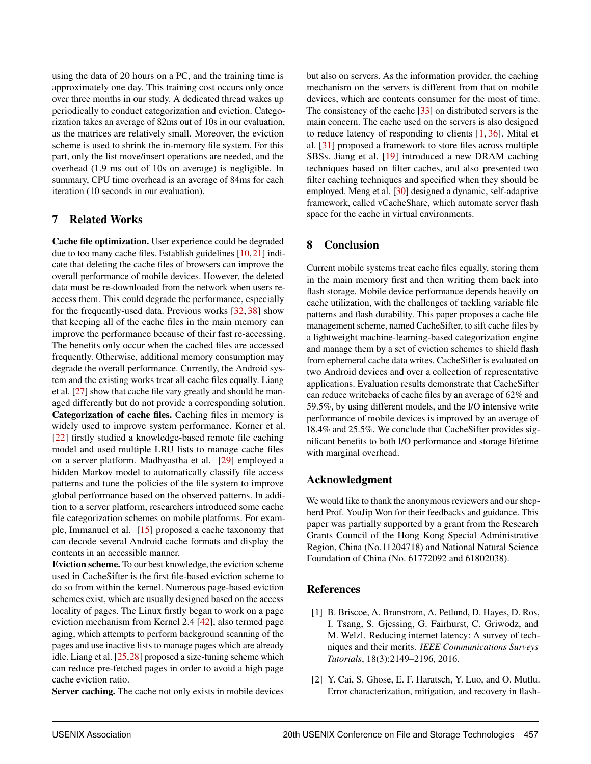using the data of 20 hours on a PC, and the training time is approximately one day. This training cost occurs only once over three months in our study. A dedicated thread wakes up periodically to conduct categorization and eviction. Categorization takes an average of 82ms out of 10s in our evaluation, as the matrices are relatively small. Moreover, the eviction scheme is used to shrink the in-memory file system. For this part, only the list move/insert operations are needed, and the overhead (1.9 ms out of 10s on average) is negligible. In summary, CPU time overhead is an average of 84ms for each iteration (10 seconds in our evaluation).

## 7 Related Works

**Cache file optimization.** User experience could be degraded due to too many cache files. Establish guidelines [10, 21] indicate that deleting the cache files of browsers can improve the overall performance of mobile devices. However, the deleted data must be re-downloaded from the network when users re-access them. This could degrade the performance, especially for the frequently-used data. Previous works [32, 38] show that keeping all of the cache files in the main memory can improve the performance because of their fast re-accessing. The benefits only occur when the cached files are accessed frequently. Otherwise, additional memory consumption may degrade the overall performance. Currently, the Android system and the existing works treat all cache files equally. Liang et al. [27] show that cache file vary greatly and should be managed differently but do not provide a corresponding solution.
**Categorization of cache files.** Caching files in memory is widely used to improve system performance. Korner et al. [22] firstly studied a knowledge-based remote file caching model and used multiple LRU lists to manage cache files on a server platform. Madhyastha et al. [29] employed a hidden Markov model to automatically classify file access patterns and tune the policies of the file system to improve global performance based on the observed patterns. In addition to a server platform, researchers introduced some cache file categorization schemes on mobile platforms. For example, Immanuel et al. [15] proposed a cache taxonomy that can decode several Android cache formats and display the contents in an accessible manner.
**Eviction scheme.** To our best knowledge, the eviction scheme used in CacheSifter is the first file-based eviction scheme to do so from within the kernel. Numerous page-based eviction schemes exist, which are usually designed based on the access locality of pages. The Linux firstly began to work on a page eviction mechanism from Kernel 2.4 [42], also termed page aging, which attempts to perform background scanning of the pages and use inactive lists to manage pages which are already idle. Liang et al. [25, 28] proposed a size-tuning scheme which can reduce pre-fetched pages in order to avoid a high page cache eviction ratio.
**Server caching.** The cache not only exists in mobile devices but also on servers. As the information provider, the caching mechanism on the servers is different from that on mobile devices, which are contents consumer for the most of time. The consistency of the cache [33] on distributed servers is the main concern. The cache used on the servers is also designed to reduce latency of responding to clients [1, 36]. Mital et al. [31] proposed a framework to store files across multiple SBSs. Jiang et al. [19] introduced a new DRAM caching techniques based on filter caches, and also presented two filter caching techniques and specified when they should be employed. Meng et al. [30] designed a dynamic, self-adaptive framework, called vCacheShare, which automate server flash space for the cache in virtual environments.

## 8 Conclusion

Current mobile systems treat cache files equally, storing them in the main memory first and then writing them back into flash storage. Mobile device performance depends heavily on cache utilization, with the challenges of tackling variable file patterns and flash durability. This paper proposes a cache file management scheme, named CacheSifter, to sift cache files by a lightweight machine-learning-based categorization engine and manage them by a set of eviction schemes to shield flash from ephemeral cache data writes. CacheSifter is evaluated on two Android devices and over a collection of representative applications. Evaluation results demonstrate that CacheSifter can reduce writebacks of cache files by an average of 62% and 59.5%, by using different models, and the I/O intensive write performance of mobile devices is improved by an average of 18.4% and 25.5%. We conclude that CacheSifter provides significant benefits to both I/O performance and storage lifetime with marginal overhead.

## Acknowledgment

We would like to thank the anonymous reviewers and our shepherd Prof. YouJip Won for their feedbacks and guidance. This paper was partially supported by a grant from the Research Grants Council of the Hong Kong Special Administrative Region, China (No.11204718) and National Natural Science Foundation of China (No. 61772092 and 61802038).

## References

[1] B. Briscoe, A. Brunstrom, A. Petlund, D. Hayes, D. Ros, I. Tsang, S. Gjessing, G. Fairhurst, C. Griwodz, and M. Welzl. Reducing internet latency: A survey of techniques and their merits. *IEEE Communications Surveys Tutorials*, 18(3):2149–2196, 2016.

[2] Y. Cai, S. Ghose, E. F. Haratsch, Y. Luo, and O. Mutlu. Error characterization, mitigation, and recovery in flash-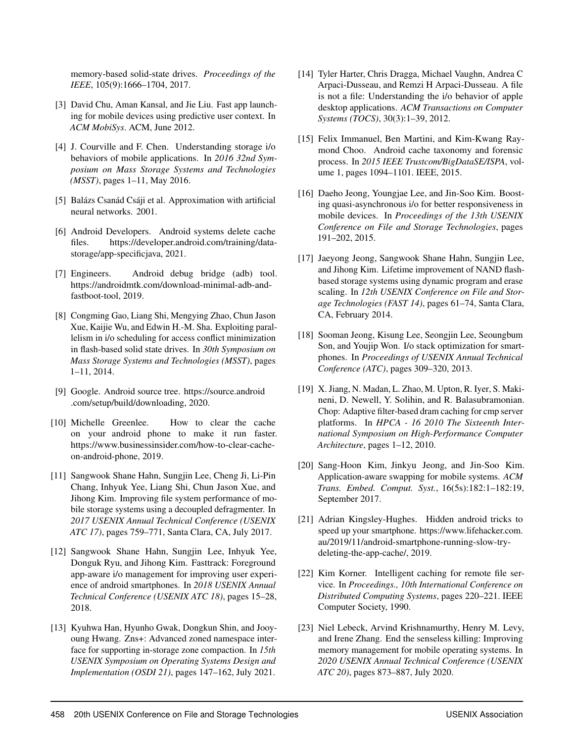memory-based solid-state drives. *Proceedings of the IEEE*, 105(9):1666–1704, 2017.

[3] David Chu, Aman Kansal, and Jie Liu. Fast app launching for mobile devices using predictive user context. In *ACM MobiSys*. ACM, June 2012.

[4] J. Courville and F. Chen. Understanding storage i/o behaviors of mobile applications. In *2016 32nd Symposium on Mass Storage Systems and Technologies (MSST)*, pages 1–11, May 2016.

[5] Balázs Csanád Csáji et al. Approximation with artificial neural networks. 2001.

[6] Android Developers. Android systems delete cache files. https://developer.android.com/training/data-storage/app-specificjava, 2021.

[7] Engineers. Android debug bridge (adb) tool. https://androidmtk.com/download-minimal-adb-and-fastboot-tool, 2019.

[8] Congming Gao, Liang Shi, Mengying Zhao, Chun Jason Xue, Kaijie Wu, and Edwin H.-M. Sha. Exploiting parallelism in i/o scheduling for access conflict minimization in flash-based solid state drives. In *30th Symposium on Mass Storage Systems and Technologies (MSST)*, pages 1–11, 2014.

[9] Google. Android source tree. https://source.android .com/setup/build/downloading, 2020.

[10] Michelle Greenlee. How to clear the cache on your android phone to make it run faster. https://www.businessinsider.com/how-to-clear-cache-on-android-phone, 2019.

[11] Sangwook Shane Hahn, Sungjin Lee, Cheng Ji, Li-Pin Chang, Inhyuk Yee, Liang Shi, Chun Jason Xue, and Jihong Kim. Improving file system performance of mobile storage systems using a decoupled defragmenter. In *2017 USENIX Annual Technical Conference (USENIX ATC 17)*, pages 759–771, Santa Clara, CA, July 2017.

[12] Sangwook Shane Hahn, Sungjin Lee, Inhyuk Yee, Donguk Ryu, and Jihong Kim. Fasttrack: Foreground app-aware i/o management for improving user experience of android smartphones. In *2018 USENIX Annual Technical Conference (USENIX ATC 18)*, pages 15–28, 2018.

[13] Kyuhwa Han, Hyunho Gwak, Dongkun Shin, and Jooyoung Hwang. Zns+: Advanced zoned namespace interface for supporting in-storage zone compaction. In *15th USENIX Symposium on Operating Systems Design and Implementation (OSDI 21)*, pages 147–162, July 2021.

[14] Tyler Harter, Chris Dragga, Michael Vaughn, Andrea C Arpaci-Dusseau, and Remzi H Arpaci-Dusseau. A file is not a file: Understanding the i/o behavior of apple desktop applications. *ACM Transactions on Computer Systems (TOCS)*, 30(3):1–39, 2012.

[15] Felix Immanuel, Ben Martini, and Kim-Kwang Raymond Choo. Android cache taxonomy and forensic process. In *2015 IEEE Trustcom/BigDataSE/ISPA*, volume 1, pages 1094–1101. IEEE, 2015.

[16] Daeho Jeong, Youngjae Lee, and Jin-Soo Kim. Boosting quasi-asynchronous i/o for better responsiveness in mobile devices. In *Proceedings of the 13th USENIX Conference on File and Storage Technologies*, pages 191–202, 2015.

[17] Jaeyong Jeong, Sangwook Shane Hahn, Sungjin Lee, and Jihong Kim. Lifetime improvement of NAND flash-based storage systems using dynamic program and erase scaling. In *12th USENIX Conference on File and Storage Technologies (FAST 14)*, pages 61–74, Santa Clara, CA, February 2014.

[18] Sooman Jeong, Kisung Lee, Seongjin Lee, Seoungbum Son, and Youjip Won. I/o stack optimization for smartphones. In *Proceedings of USENIX Annual Technical Conference (ATC)*, pages 309–320, 2013.

[19] X. Jiang, N. Madan, L. Zhao, M. Upton, R. Iyer, S. Makineni, D. Newell, Y. Solihin, and R. Balasubramonian. Chop: Adaptive filter-based dram caching for cmp server platforms. In *HPCA - 16 2010 The Sixteenth International Symposium on High-Performance Computer Architecture*, pages 1–12, 2010.

[20] Sang-Hoon Kim, Jinkyu Jeong, and Jin-Soo Kim. Application-aware swapping for mobile systems. *ACM Trans. Embed. Comput. Syst.*, 16(5s):182:1–182:19, September 2017.

[21] Adrian Kingsley-Hughes. Hidden android tricks to speed up your smartphone. https://www.lifehacker.com.au/2019/11/android-smartphone-running-slow-try-deleting-the-app-cache/, 2019.

[22] Kim Korner. Intelligent caching for remote file service. In *Proceedings., 10th International Conference on Distributed Computing Systems*, pages 220–221. IEEE Computer Society, 1990.

[23] Niel Lebeck, Arvind Krishnamurthy, Henry M. Levy, and Irene Zhang. End the senseless killing: Improving memory management for mobile operating systems. In *2020 USENIX Annual Technical Conference (USENIX ATC 20)*, pages 873–887, July 2020.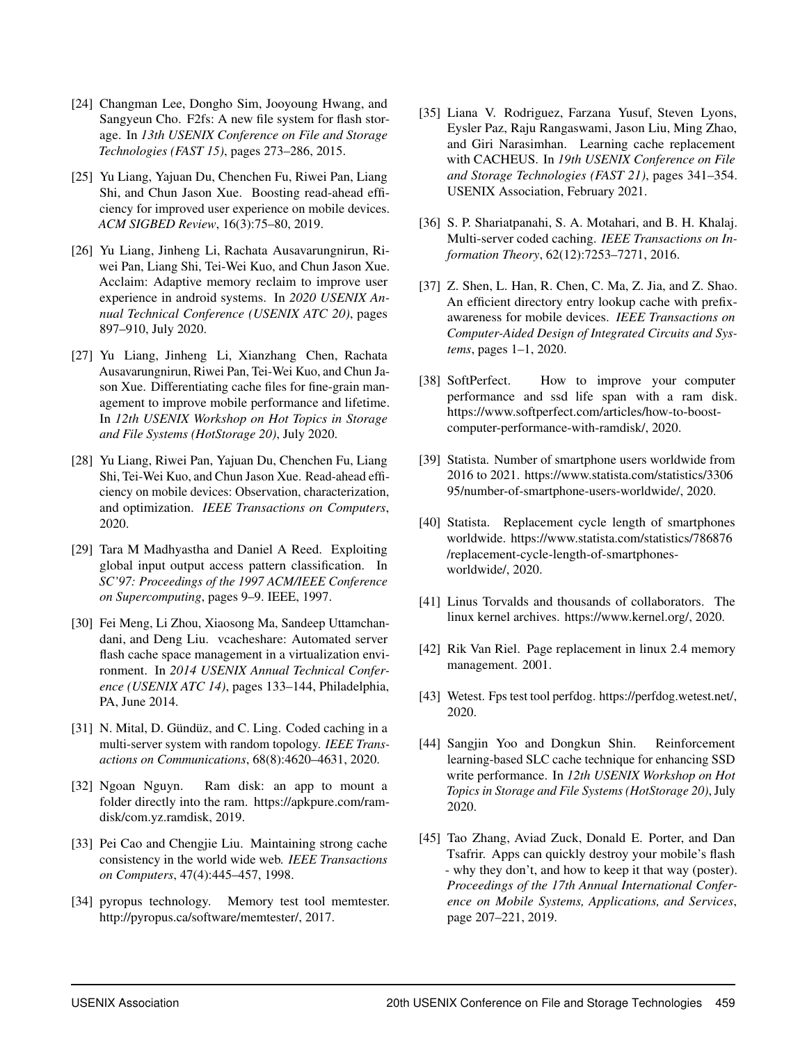[24] Changman Lee, Dongho Sim, Jooyoung Hwang, and Sangyeun Cho. F2fs: A new file system for flash storage. In *13th USENIX Conference on File and Storage Technologies (FAST 15)*, pages 273–286, 2015.

[25] Yu Liang, Yajuan Du, Chenchen Fu, Riwei Pan, Liang Shi, and Chun Jason Xue. Boosting read-ahead efficiency for improved user experience on mobile devices. *ACM SIGBED Review*, 16(3):75–80, 2019.

[26] Yu Liang, Jinheng Li, Rachata Ausavarungnirun, Riwei Pan, Liang Shi, Tei-Wei Kuo, and Chun Jason Xue. Acclaim: Adaptive memory reclaim to improve user experience in android systems. In *2020 USENIX Annual Technical Conference (USENIX ATC 20)*, pages 897–910, July 2020.

[27] Yu Liang, Jinheng Li, Xianzhang Chen, Rachata Ausavarungnirun, Riwei Pan, Tei-Wei Kuo, and Chun Jason Xue. Differentiating cache files for fine-grain management to improve mobile performance and lifetime. In *12th USENIX Workshop on Hot Topics in Storage and File Systems (HotStorage 20)*, July 2020.

[28] Yu Liang, Riwei Pan, Yajuan Du, Chenchen Fu, Liang Shi, Tei-Wei Kuo, and Chun Jason Xue. Read-ahead efficiency on mobile devices: Observation, characterization, and optimization. *IEEE Transactions on Computers*, 2020.

[29] Tara M Madhyastha and Daniel A Reed. Exploiting global input output access pattern classification. In *SC'97: Proceedings of the 1997 ACM/IEEE Conference on Supercomputing*, pages 9–9. IEEE, 1997.

[30] Fei Meng, Li Zhou, Xiaosong Ma, Sandeep Uttamchandani, and Deng Liu. vcacheshare: Automated server flash cache space management in a virtualization environment. In *2014 USENIX Annual Technical Conference (USENIX ATC 14)*, pages 133–144, Philadelphia, PA, June 2014.

[31] N. Mital, D. Gündüz, and C. Ling. Coded caching in a multi-server system with random topology. *IEEE Transactions on Communications*, 68(8):4620–4631, 2020.

[32] Ngoan Nguyn. Ram disk: an app to mount a folder directly into the ram. https://apkpure.com/ramdisk/com.yz.ramdisk, 2019.

[33] Pei Cao and Chengjie Liu. Maintaining strong cache consistency in the world wide web. *IEEE Transactions on Computers*, 47(4):445–457, 1998.

[34] pyropus technology. Memory test tool memtester. http://pyropus.ca/software/memtester/, 2017.

[35] Liana V. Rodriguez, Farzana Yusuf, Steven Lyons, Eysler Paz, Raju Rangaswami, Jason Liu, Ming Zhao, and Giri Narasimhan. Learning cache replacement with CACHEUS. In *19th USENIX Conference on File and Storage Technologies (FAST 21)*, pages 341–354. USENIX Association, February 2021.

[36] S. P. Shariatpanahi, S. A. Motahari, and B. H. Khalaj. Multi-server coded caching. *IEEE Transactions on Information Theory*, 62(12):7253–7271, 2016.

[37] Z. Shen, L. Han, R. Chen, C. Ma, Z. Jia, and Z. Shao. An efficient directory entry lookup cache with prefix-awareness for mobile devices. *IEEE Transactions on Computer-Aided Design of Integrated Circuits and Systems*, pages 1–1, 2020.

[38] SoftPerfect. How to improve your computer performance and ssd life span with a ram disk. https://www.softperfect.com/articles/how-to-boost-computer-performance-with-ramdisk/, 2020.

[39] Statista. Number of smartphone users worldwide from 2016 to 2021. https://www.statista.com/statistics/330695/number-of-smartphone-users-worldwide/, 2020.

[40] Statista. Replacement cycle length of smartphones worldwide. https://www.statista.com/statistics/786876/replacement-cycle-length-of-smartphones-worldwide/, 2020.

[41] Linus Torvalds and thousands of collaborators. The linux kernel archives. https://www.kernel.org/, 2020.

[42] Rik Van Riel. Page replacement in linux 2.4 memory management. 2001.

[43] Wetest. Fps test tool perfdog. https://perfdog.wetest.net/, 2020.

[44] Sangjin Yoo and Dongkun Shin. Reinforcement learning-based SLC cache technique for enhancing SSD write performance. In *12th USENIX Workshop on Hot Topics in Storage and File Systems (HotStorage 20)*, July 2020.

[45] Tao Zhang, Aviad Zuck, Donald E. Porter, and Dan Tsafrir. Apps can quickly destroy your mobile's flash - why they don't, and how to keep it that way (poster). *Proceedings of the 17th Annual International Conference on Mobile Systems, Applications, and Services*, page 207–221, 2019.